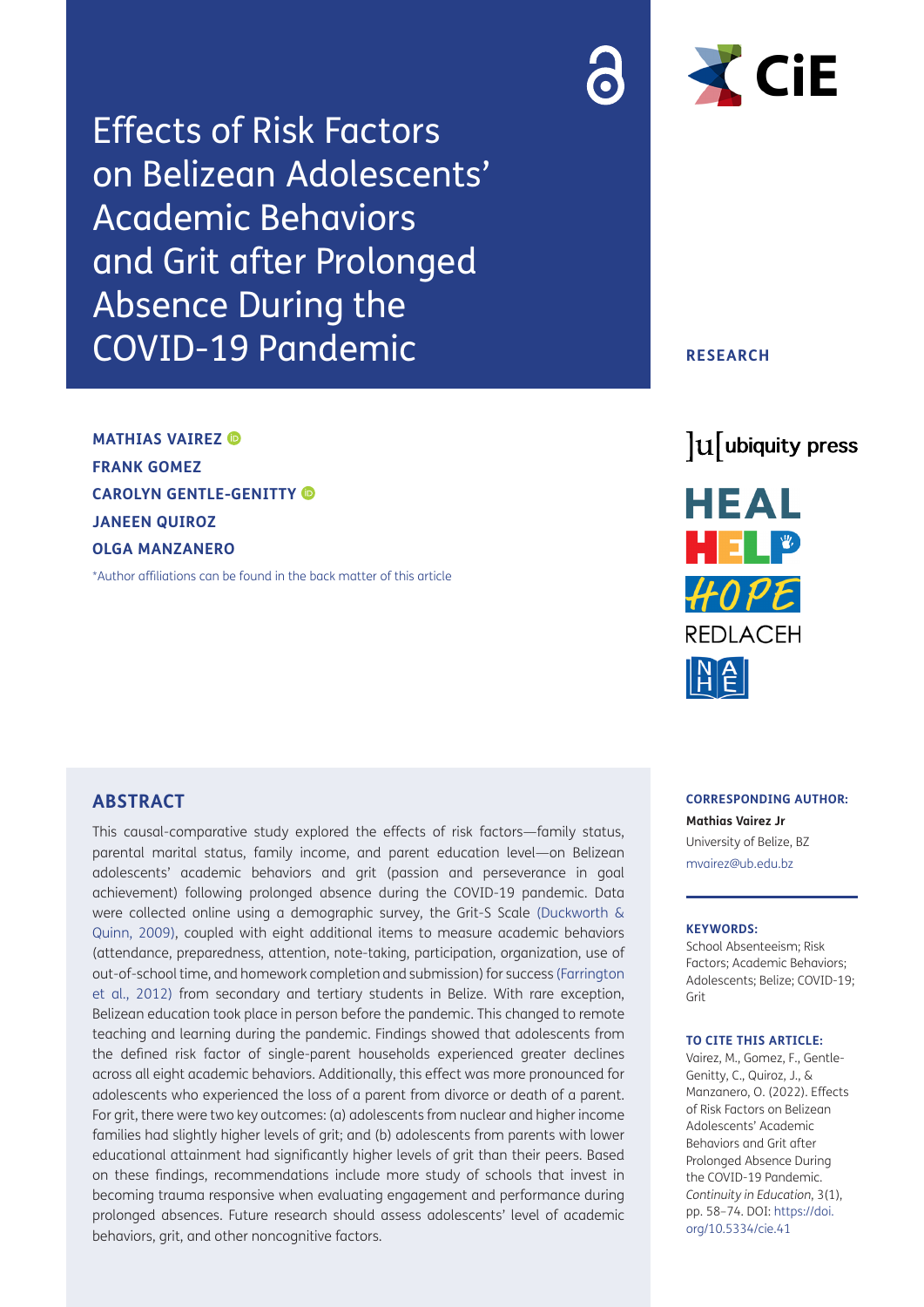# Effects of Risk Factors on Belizean Adolescents' Academic Behaviors and Grit after Prolonged Absence During the COVID-19 Pandemic

RESEARCH

**MATHIAS VAIREZ**
**FRANK GOMEZ**
**CAROLYN GENTLE-GENITTY**
**JANEEN QUIROZ**
**OLGA MANZANERO**

*Author affiliations can be found in the back matter of this article

## ABSTRACT

This causal-comparative study explored the effects of risk factors—family status, parental marital status, family income, and parent education level—on Belizean adolescents' academic behaviors and grit (passion and perseverance in goal achievement) following prolonged absence during the COVID-19 pandemic. Data were collected online using a demographic survey, the Grit-S Scale (Duckworth & Quinn, 2009), coupled with eight additional items to measure academic behaviors (attendance, preparedness, attention, note-taking, participation, organization, use of out-of-school time, and homework completion and submission) for success (Farrington et al., 2012) from secondary and tertiary students in Belize. With rare exception, Belizean education took place in person before the pandemic. This changed to remote teaching and learning during the pandemic. Findings showed that adolescents from the defined risk factor of single-parent households experienced greater declines across all eight academic behaviors. Additionally, this effect was more pronounced for adolescents who experienced the loss of a parent from divorce or death of a parent. For grit, there were two key outcomes: (a) adolescents from nuclear and higher income families had slightly higher levels of grit; and (b) adolescents from parents with lower educational attainment had significantly higher levels of grit than their peers. Based on these findings, recommendations include more study of schools that invest in becoming trauma responsive when evaluating engagement and performance during prolonged absences. Future research should assess adolescents' level of academic behaviors, grit, and other noncognitive factors.

**CORRESPONDING AUTHOR:**

**Mathias Vairez Jr**
University of Belize, BZ
mvairez@ub.edu.bz

**KEYWORDS:**

School Absenteeism; Risk Factors; Academic Behaviors; Adolescents; Belize; COVID-19; Grit

**TO CITE THIS ARTICLE:**

Vairez, M., Gomez, F., Gentle-Genitty, C., Quiroz, J., & Manzanero, O. (2022). Effects of Risk Factors on Belizean Adolescents' Academic Behaviors and Grit after Prolonged Absence During the COVID-19 Pandemic. *Continuity in Education*, 3(1), pp. 58–74. DOI: https://doi.org/10.5334/cie.41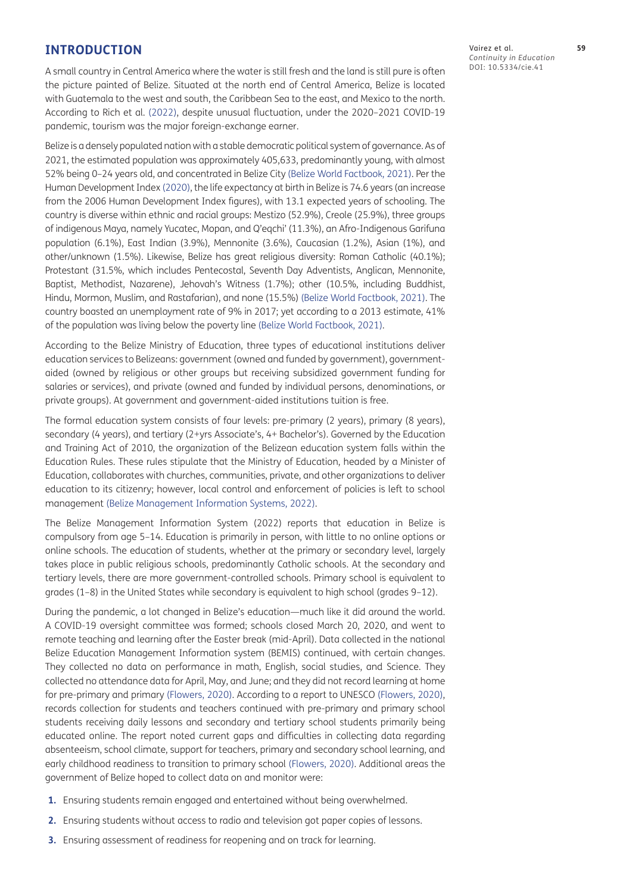## INTRODUCTION

A small country in Central America where the water is still fresh and the land is still pure is often the picture painted of Belize. Situated at the north end of Central America, Belize is located with Guatemala to the west and south, the Caribbean Sea to the east, and Mexico to the north. According to Rich et al. (2022), despite unusual fluctuation, under the 2020–2021 COVID-19 pandemic, tourism was the major foreign-exchange earner.

Belize is a densely populated nation with a stable democratic political system of governance. As of 2021, the estimated population was approximately 405,633, predominantly young, with almost 52% being 0–24 years old, and concentrated in Belize City (Belize World Factbook, 2021). Per the Human Development Index (2020), the life expectancy at birth in Belize is 74.6 years (an increase from the 2006 Human Development Index figures), with 13.1 expected years of schooling. The country is diverse within ethnic and racial groups: Mestizo (52.9%), Creole (25.9%), three groups of indigenous Maya, namely Yucatec, Mopan, and Q'eqchi' (11.3%), an Afro-Indigenous Garifuna population (6.1%), East Indian (3.9%), Mennonite (3.6%), Caucasian (1.2%), Asian (1%), and other/unknown (1.5%). Likewise, Belize has great religious diversity: Roman Catholic (40.1%); Protestant (31.5%, which includes Pentecostal, Seventh Day Adventists, Anglican, Mennonite, Baptist, Methodist, Nazarene), Jehovah's Witness (1.7%); other (10.5%, including Buddhist, Hindu, Mormon, Muslim, and Rastafarian), and none (15.5%) (Belize World Factbook, 2021). The country boasted an unemployment rate of 9% in 2017; yet according to a 2013 estimate, 41% of the population was living below the poverty line (Belize World Factbook, 2021).

According to the Belize Ministry of Education, three types of educational institutions deliver education services to Belizeans: government (owned and funded by government), government-aided (owned by religious or other groups but receiving subsidized government funding for salaries or services), and private (owned and funded by individual persons, denominations, or private groups). At government and government-aided institutions tuition is free.

The formal education system consists of four levels: pre-primary (2 years), primary (8 years), secondary (4 years), and tertiary (2+yrs Associate's, 4+ Bachelor's). Governed by the Education and Training Act of 2010, the organization of the Belizean education system falls within the Education Rules. These rules stipulate that the Ministry of Education, headed by a Minister of Education, collaborates with churches, communities, private, and other organizations to deliver education to its citizenry; however, local control and enforcement of policies is left to school management (Belize Management Information Systems, 2022).

The Belize Management Information System (2022) reports that education in Belize is compulsory from age 5–14. Education is primarily in person, with little to no online options or online schools. The education of students, whether at the primary or secondary level, largely takes place in public religious schools, predominantly Catholic schools. At the secondary and tertiary levels, there are more government-controlled schools. Primary school is equivalent to grades (1–8) in the United States while secondary is equivalent to high school (grades 9–12).

During the pandemic, a lot changed in Belize's education—much like it did around the world. A COVID-19 oversight committee was formed; schools closed March 20, 2020, and went to remote teaching and learning after the Easter break (mid-April). Data collected in the national Belize Education Management Information system (BEMIS) continued, with certain changes. They collected no data on performance in math, English, social studies, and Science. They collected no attendance data for April, May, and June; and they did not record learning at home for pre-primary and primary (Flowers, 2020). According to a report to UNESCO (Flowers, 2020), records collection for students and teachers continued with pre-primary and primary school students receiving daily lessons and secondary and tertiary school students primarily being educated online. The report noted current gaps and difficulties in collecting data regarding absenteeism, school climate, support for teachers, primary and secondary school learning, and early childhood readiness to transition to primary school (Flowers, 2020). Additional areas the government of Belize hoped to collect data on and monitor were:

1. Ensuring students remain engaged and entertained without being overwhelmed.
2. Ensuring students without access to radio and television got paper copies of lessons.
3. Ensuring assessment of readiness for reopening and on track for learning.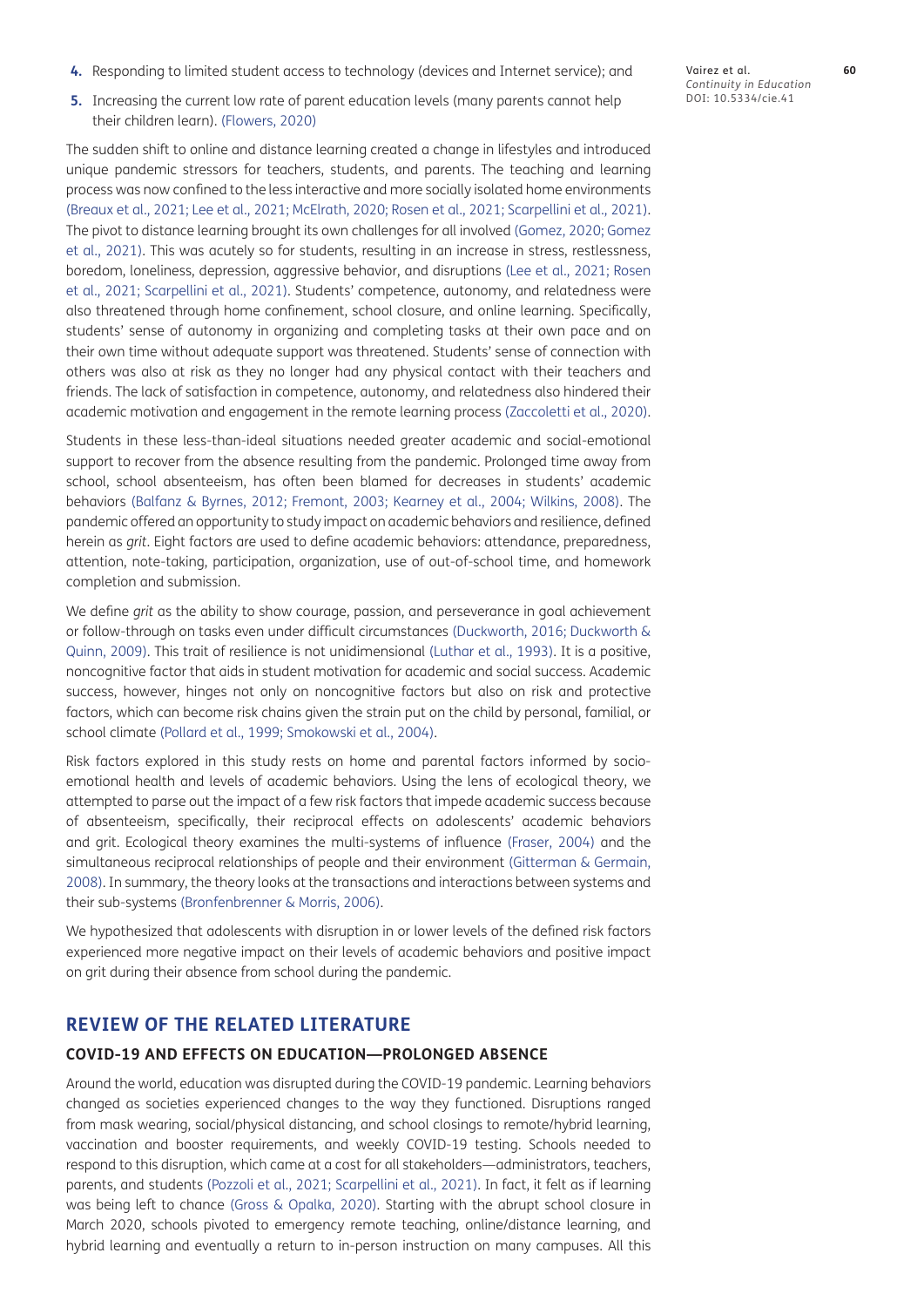4. Responding to limited student access to technology (devices and Internet service); and
5. Increasing the current low rate of parent education levels (many parents cannot help their children learn). (Flowers, 2020)

The sudden shift to online and distance learning created a change in lifestyles and introduced unique pandemic stressors for teachers, students, and parents. The teaching and learning process was now confined to the less interactive and more socially isolated home environments (Breaux et al., 2021; Lee et al., 2021; McElrath, 2020; Rosen et al., 2021; Scarpellini et al., 2021). The pivot to distance learning brought its own challenges for all involved (Gomez, 2020; Gomez et al., 2021). This was acutely so for students, resulting in an increase in stress, restlessness, boredom, loneliness, depression, aggressive behavior, and disruptions (Lee et al., 2021; Rosen et al., 2021; Scarpellini et al., 2021). Students' competence, autonomy, and relatedness were also threatened through home confinement, school closure, and online learning. Specifically, students' sense of autonomy in organizing and completing tasks at their own pace and on their own time without adequate support was threatened. Students' sense of connection with others was also at risk as they no longer had any physical contact with their teachers and friends. The lack of satisfaction in competence, autonomy, and relatedness also hindered their academic motivation and engagement in the remote learning process (Zaccoletti et al., 2020).

Students in these less-than-ideal situations needed greater academic and social-emotional support to recover from the absence resulting from the pandemic. Prolonged time away from school, school absenteeism, has often been blamed for decreases in students' academic behaviors (Balfanz & Byrnes, 2012; Fremont, 2003; Kearney et al., 2004; Wilkins, 2008). The pandemic offered an opportunity to study impact on academic behaviors and resilience, defined herein as *grit*. Eight factors are used to define academic behaviors: attendance, preparedness, attention, note-taking, participation, organization, use of out-of-school time, and homework completion and submission.

We define *grit* as the ability to show courage, passion, and perseverance in goal achievement or follow-through on tasks even under difficult circumstances (Duckworth, 2016; Duckworth & Quinn, 2009). This trait of resilience is not unidimensional (Luthar et al., 1993). It is a positive, noncognitive factor that aids in student motivation for academic and social success. Academic success, however, hinges not only on noncognitive factors but also on risk and protective factors, which can become risk chains given the strain put on the child by personal, familial, or school climate (Pollard et al., 1999; Smokowski et al., 2004).

Risk factors explored in this study rests on home and parental factors informed by socio-emotional health and levels of academic behaviors. Using the lens of ecological theory, we attempted to parse out the impact of a few risk factors that impede academic success because of absenteeism, specifically, their reciprocal effects on adolescents' academic behaviors and grit. Ecological theory examines the multi-systems of influence (Fraser, 2004) and the simultaneous reciprocal relationships of people and their environment (Gitterman & Germain, 2008). In summary, the theory looks at the transactions and interactions between systems and their sub-systems (Bronfenbrenner & Morris, 2006).

We hypothesized that adolescents with disruption in or lower levels of the defined risk factors experienced more negative impact on their levels of academic behaviors and positive impact on grit during their absence from school during the pandemic.

## REVIEW OF THE RELATED LITERATURE

### COVID-19 AND EFFECTS ON EDUCATION—PROLONGED ABSENCE

Around the world, education was disrupted during the COVID-19 pandemic. Learning behaviors changed as societies experienced changes to the way they functioned. Disruptions ranged from mask wearing, social/physical distancing, and school closings to remote/hybrid learning, vaccination and booster requirements, and weekly COVID-19 testing. Schools needed to respond to this disruption, which came at a cost for all stakeholders—administrators, teachers, parents, and students (Pozzoli et al., 2021; Scarpellini et al., 2021). In fact, it felt as if learning was being left to chance (Gross & Opalka, 2020). Starting with the abrupt school closure in March 2020, schools pivoted to emergency remote teaching, online/distance learning, and hybrid learning and eventually a return to in-person instruction on many campuses. All this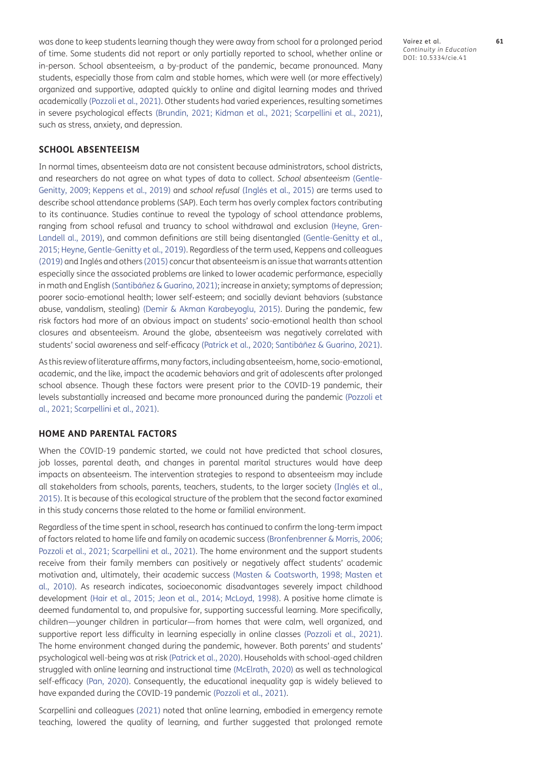was done to keep students learning though they were away from school for a prolonged period of time. Some students did not report or only partially reported to school, whether online or in-person. School absenteeism, a by-product of the pandemic, became pronounced. Many students, especially those from calm and stable homes, which were well (or more effectively) organized and supportive, adapted quickly to online and digital learning modes and thrived academically (Pozzoli et al., 2021). Other students had varied experiences, resulting sometimes in severe psychological effects (Brundin, 2021; Kidman et al., 2021; Scarpellini et al., 2021), such as stress, anxiety, and depression.

## SCHOOL ABSENTEEISM

In normal times, absenteeism data are not consistent because administrators, school districts, and researchers do not agree on what types of data to collect. *School absenteeism* (Gentle-Genitty, 2009; Keppens et al., 2019) and *school refusal* (Inglés et al., 2015) are terms used to describe school attendance problems (SAP). Each term has overly complex factors contributing to its continuance. Studies continue to reveal the typology of school attendance problems, ranging from school refusal and truancy to school withdrawal and exclusion (Heyne, Gren-Landell al., 2019), and common definitions are still being disentangled (Gentle-Genitty et al., 2015; Heyne, Gentle-Genitty et al., 2019). Regardless of the term used, Keppens and colleagues (2019) and Inglés and others (2015) concur that absenteeism is an issue that warrants attention especially since the associated problems are linked to lower academic performance, especially in math and English (Santibáñez & Guarino, 2021); increase in anxiety; symptoms of depression; poorer socio-emotional health; lower self-esteem; and socially deviant behaviors (substance abuse, vandalism, stealing) (Demir & Akman Karabeyoglu, 2015). During the pandemic, few risk factors had more of an obvious impact on students' socio-emotional health than school closures and absenteeism. Around the globe, absenteeism was negatively correlated with students' social awareness and self-efficacy (Patrick et al., 2020; Santibáñez & Guarino, 2021).

As this review of literature affirms, many factors, including absenteeism, home, socio-emotional, academic, and the like, impact the academic behaviors and grit of adolescents after prolonged school absence. Though these factors were present prior to the COVID-19 pandemic, their levels substantially increased and became more pronounced during the pandemic (Pozzoli et al., 2021; Scarpellini et al., 2021).

## HOME AND PARENTAL FACTORS

When the COVID-19 pandemic started, we could not have predicted that school closures, job losses, parental death, and changes in parental marital structures would have deep impacts on absenteeism. The intervention strategies to respond to absenteeism may include all stakeholders from schools, parents, teachers, students, to the larger society (Inglés et al., 2015). It is because of this ecological structure of the problem that the second factor examined in this study concerns those related to the home or familial environment.

Regardless of the time spent in school, research has continued to confirm the long-term impact of factors related to home life and family on academic success (Bronfenbrenner & Morris, 2006; Pozzoli et al., 2021; Scarpellini et al., 2021). The home environment and the support students receive from their family members can positively or negatively affect students' academic motivation and, ultimately, their academic success (Masten & Coatsworth, 1998; Masten et al., 2010). As research indicates, socioeconomic disadvantages severely impact childhood development (Hair et al., 2015; Jeon et al., 2014; McLoyd, 1998). A positive home climate is deemed fundamental to, and propulsive for, supporting successful learning. More specifically, children—younger children in particular—from homes that were calm, well organized, and supportive report less difficulty in learning especially in online classes (Pozzoli et al., 2021). The home environment changed during the pandemic, however. Both parents' and students' psychological well-being was at risk (Patrick et al., 2020). Households with school-aged children struggled with online learning and instructional time (McElrath, 2020) as well as technological self-efficacy (Pan, 2020). Consequently, the educational inequality gap is widely believed to have expanded during the COVID-19 pandemic (Pozzoli et al., 2021).

Scarpellini and colleagues (2021) noted that online learning, embodied in emergency remote teaching, lowered the quality of learning, and further suggested that prolonged remote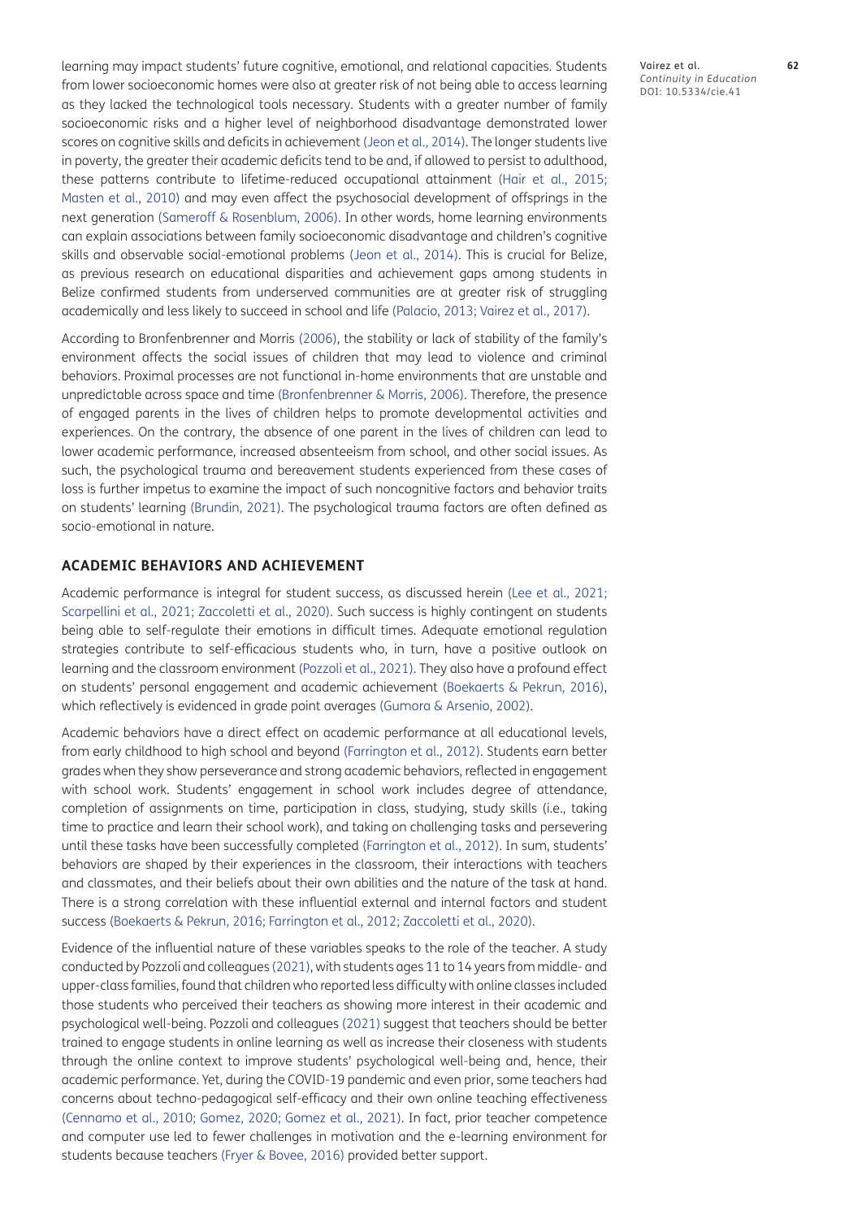learning may impact students' future cognitive, emotional, and relational capacities. Students from lower socioeconomic homes were also at greater risk of not being able to access learning as they lacked the technological tools necessary. Students with a greater number of family socioeconomic risks and a higher level of neighborhood disadvantage demonstrated lower scores on cognitive skills and deficits in achievement (Jeon et al., 2014). The longer students live in poverty, the greater their academic deficits tend to be and, if allowed to persist to adulthood, these patterns contribute to lifetime-reduced occupational attainment (Hair et al., 2015; Masten et al., 2010) and may even affect the psychosocial development of offsprings in the next generation (Sameroff & Rosenblum, 2006). In other words, home learning environments can explain associations between family socioeconomic disadvantage and children's cognitive skills and observable social-emotional problems (Jeon et al., 2014). This is crucial for Belize, as previous research on educational disparities and achievement gaps among students in Belize confirmed students from underserved communities are at greater risk of struggling academically and less likely to succeed in school and life (Palacio, 2013; Vairez et al., 2017).

According to Bronfenbrenner and Morris (2006), the stability or lack of stability of the family's environment affects the social issues of children that may lead to violence and criminal behaviors. Proximal processes are not functional in-home environments that are unstable and unpredictable across space and time (Bronfenbrenner & Morris, 2006). Therefore, the presence of engaged parents in the lives of children helps to promote developmental activities and experiences. On the contrary, the absence of one parent in the lives of children can lead to lower academic performance, increased absenteeism from school, and other social issues. As such, the psychological trauma and bereavement students experienced from these cases of loss is further impetus to examine the impact of such noncognitive factors and behavior traits on students' learning (Brundin, 2021). The psychological trauma factors are often defined as socio-emotional in nature.

## ACADEMIC BEHAVIORS AND ACHIEVEMENT

Academic performance is integral for student success, as discussed herein (Lee et al., 2021; Scarpellini et al., 2021; Zaccoletti et al., 2020). Such success is highly contingent on students being able to self-regulate their emotions in difficult times. Adequate emotional regulation strategies contribute to self-efficacious students who, in turn, have a positive outlook on learning and the classroom environment (Pozzoli et al., 2021). They also have a profound effect on students' personal engagement and academic achievement (Boekaerts & Pekrun, 2016), which reflectively is evidenced in grade point averages (Gumora & Arsenio, 2002).

Academic behaviors have a direct effect on academic performance at all educational levels, from early childhood to high school and beyond (Farrington et al., 2012). Students earn better grades when they show perseverance and strong academic behaviors, reflected in engagement with school work. Students' engagement in school work includes degree of attendance, completion of assignments on time, participation in class, studying, study skills (i.e., taking time to practice and learn their school work), and taking on challenging tasks and persevering until these tasks have been successfully completed (Farrington et al., 2012). In sum, students' behaviors are shaped by their experiences in the classroom, their interactions with teachers and classmates, and their beliefs about their own abilities and the nature of the task at hand. There is a strong correlation with these influential external and internal factors and student success (Boekaerts & Pekrun, 2016; Farrington et al., 2012; Zaccoletti et al., 2020).

Evidence of the influential nature of these variables speaks to the role of the teacher. A study conducted by Pozzoli and colleagues (2021), with students ages 11 to 14 years from middle- and upper-class families, found that children who reported less difficulty with online classes included those students who perceived their teachers as showing more interest in their academic and psychological well-being. Pozzoli and colleagues (2021) suggest that teachers should be better trained to engage students in online learning as well as increase their closeness with students through the online context to improve students' psychological well-being and, hence, their academic performance. Yet, during the COVID-19 pandemic and even prior, some teachers had concerns about techno-pedagogical self-efficacy and their own online teaching effectiveness (Cennamo et al., 2010; Gomez, 2020; Gomez et al., 2021). In fact, prior teacher competence and computer use led to fewer challenges in motivation and the e-learning environment for students because teachers (Fryer & Bovee, 2016) provided better support.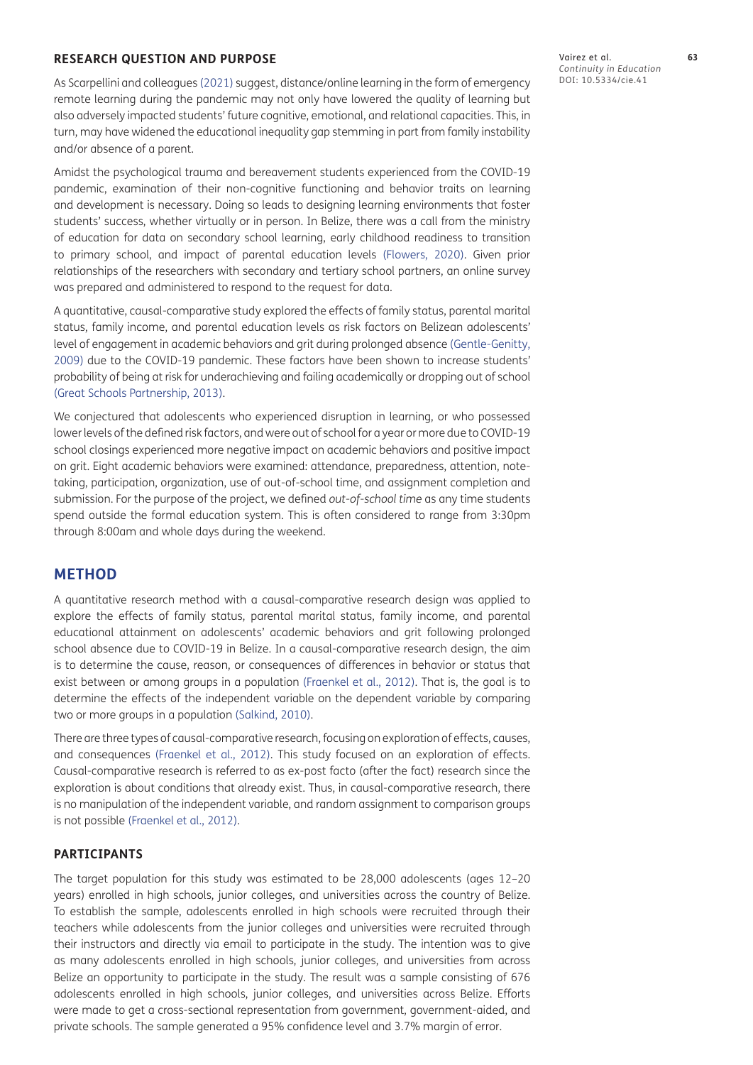### RESEARCH QUESTION AND PURPOSE

As Scarpellini and colleagues (2021) suggest, distance/online learning in the form of emergency remote learning during the pandemic may not only have lowered the quality of learning but also adversely impacted students' future cognitive, emotional, and relational capacities. This, in turn, may have widened the educational inequality gap stemming in part from family instability and/or absence of a parent.

Amidst the psychological trauma and bereavement students experienced from the COVID-19 pandemic, examination of their non-cognitive functioning and behavior traits on learning and development is necessary. Doing so leads to designing learning environments that foster students' success, whether virtually or in person. In Belize, there was a call from the ministry of education for data on secondary school learning, early childhood readiness to transition to primary school, and impact of parental education levels (Flowers, 2020). Given prior relationships of the researchers with secondary and tertiary school partners, an online survey was prepared and administered to respond to the request for data.

A quantitative, causal-comparative study explored the effects of family status, parental marital status, family income, and parental education levels as risk factors on Belizean adolescents' level of engagement in academic behaviors and grit during prolonged absence (Gentle-Genitty, 2009) due to the COVID-19 pandemic. These factors have been shown to increase students' probability of being at risk for underachieving and failing academically or dropping out of school (Great Schools Partnership, 2013).

We conjectured that adolescents who experienced disruption in learning, or who possessed lower levels of the defined risk factors, and were out of school for a year or more due to COVID-19 school closings experienced more negative impact on academic behaviors and positive impact on grit. Eight academic behaviors were examined: attendance, preparedness, attention, note-taking, participation, organization, use of out-of-school time, and assignment completion and submission. For the purpose of the project, we defined *out-of-school time* as any time students spend outside the formal education system. This is often considered to range from 3:30pm through 8:00am and whole days during the weekend.

## METHOD

A quantitative research method with a causal-comparative research design was applied to explore the effects of family status, parental marital status, family income, and parental educational attainment on adolescents' academic behaviors and grit following prolonged school absence due to COVID-19 in Belize. In a causal-comparative research design, the aim is to determine the cause, reason, or consequences of differences in behavior or status that exist between or among groups in a population (Fraenkel et al., 2012). That is, the goal is to determine the effects of the independent variable on the dependent variable by comparing two or more groups in a population (Salkind, 2010).

There are three types of causal-comparative research, focusing on exploration of effects, causes, and consequences (Fraenkel et al., 2012). This study focused on an exploration of effects. Causal-comparative research is referred to as ex-post facto (after the fact) research since the exploration is about conditions that already exist. Thus, in causal-comparative research, there is no manipulation of the independent variable, and random assignment to comparison groups is not possible (Fraenkel et al., 2012).

### PARTICIPANTS

The target population for this study was estimated to be 28,000 adolescents (ages 12–20 years) enrolled in high schools, junior colleges, and universities across the country of Belize. To establish the sample, adolescents enrolled in high schools were recruited through their teachers while adolescents from the junior colleges and universities were recruited through their instructors and directly via email to participate in the study. The intention was to give as many adolescents enrolled in high schools, junior colleges, and universities from across Belize an opportunity to participate in the study. The result was a sample consisting of 676 adolescents enrolled in high schools, junior colleges, and universities across Belize. Efforts were made to get a cross-sectional representation from government, government-aided, and private schools. The sample generated a 95% confidence level and 3.7% margin of error.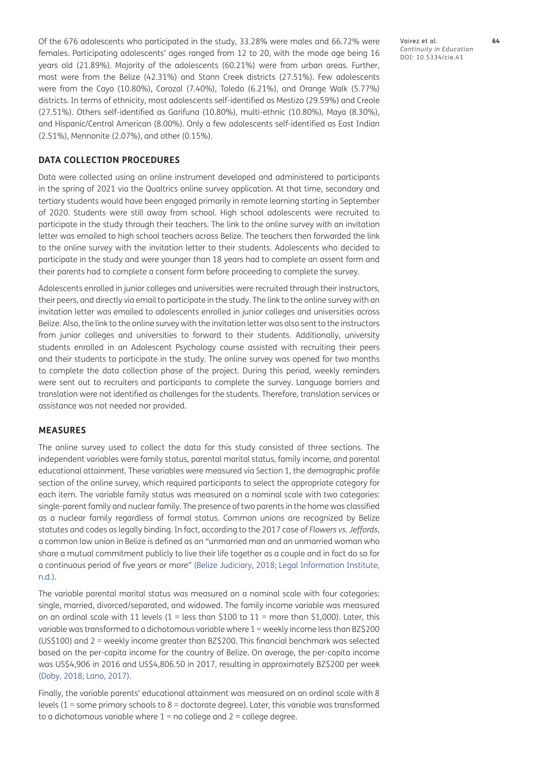Of the 676 adolescents who participated in the study, 33.28% were males and 66.72% were females. Participating adolescents' ages ranged from 12 to 20, with the mode age being 16 years old (21.89%). Majority of the adolescents (60.21%) were from urban areas. Further, most were from the Belize (42.31%) and Stann Creek districts (27.51%). Few adolescents were from the Cayo (10.80%), Corozal (7.40%), Toledo (6.21%), and Orange Walk (5.77%) districts. In terms of ethnicity, most adolescents self-identified as Mestizo (29.59%) and Creole (27.51%). Others self-identified as Garifuna (10.80%), multi-ethnic (10.80%), Maya (8.30%), and Hispanic/Central American (8.00%). Only a few adolescents self-identified as East Indian (2.51%), Mennonite (2.07%), and other (0.15%).

## DATA COLLECTION PROCEDURES

Data were collected using an online instrument developed and administered to participants in the spring of 2021 via the Qualtrics online survey application. At that time, secondary and tertiary students would have been engaged primarily in remote learning starting in September of 2020. Students were still away from school. High school adolescents were recruited to participate in the study through their teachers. The link to the online survey with an invitation letter was emailed to high school teachers across Belize. The teachers then forwarded the link to the online survey with the invitation letter to their students. Adolescents who decided to participate in the study and were younger than 18 years had to complete an assent form and their parents had to complete a consent form before proceeding to complete the survey.

Adolescents enrolled in junior colleges and universities were recruited through their instructors, their peers, and directly via email to participate in the study. The link to the online survey with an invitation letter was emailed to adolescents enrolled in junior colleges and universities across Belize. Also, the link to the online survey with the invitation letter was also sent to the instructors from junior colleges and universities to forward to their students. Additionally, university students enrolled in an Adolescent Psychology course assisted with recruiting their peers and their students to participate in the study. The online survey was opened for two months to complete the data collection phase of the project. During this period, weekly reminders were sent out to recruiters and participants to complete the survey. Language barriers and translation were not identified as challenges for the students. Therefore, translation services or assistance was not needed nor provided.

## MEASURES

The online survey used to collect the data for this study consisted of three sections. The independent variables were family status, parental marital status, family income, and parental educational attainment. These variables were measured via Section 1, the demographic profile section of the online survey, which required participants to select the appropriate category for each item. The variable family status was measured on a nominal scale with two categories: single-parent family and nuclear family. The presence of two parents in the home was classified as a nuclear family regardless of formal status. Common unions are recognized by Belize statutes and codes as legally binding. In fact, according to the 2017 case of *Flowers vs. Jeffords*, a common law union in Belize is defined as an "unmarried man and an unmarried woman who share a mutual commitment publicly to live their life together as a couple and in fact do so for a continuous period of five years or more" (Belize Judiciary, 2018; Legal Information Institute, n.d.).

The variable parental marital status was measured on a nominal scale with four categories: single, married, divorced/separated, and widowed. The family income variable was measured on an ordinal scale with 11 levels (1 = less than $100 to 11 = more than $1,000). Later, this variable was transformed to a dichotomous variable where 1 = weekly income less than BZ$200 (US$100) and 2 = weekly income greater than BZ$200. This financial benchmark was selected based on the per-capita income for the country of Belize. On average, the per-capita income was US$4,906 in 2016 and US$4,806.50 in 2017, resulting in approximately BZ$200 per week (Doby, 2018; Lano, 2017).

Finally, the variable parents' educational attainment was measured on an ordinal scale with 8 levels (1 = some primary schools to 8 = doctorate degree). Later, this variable was transformed to a dichotomous variable where 1 = no college and 2 = college degree.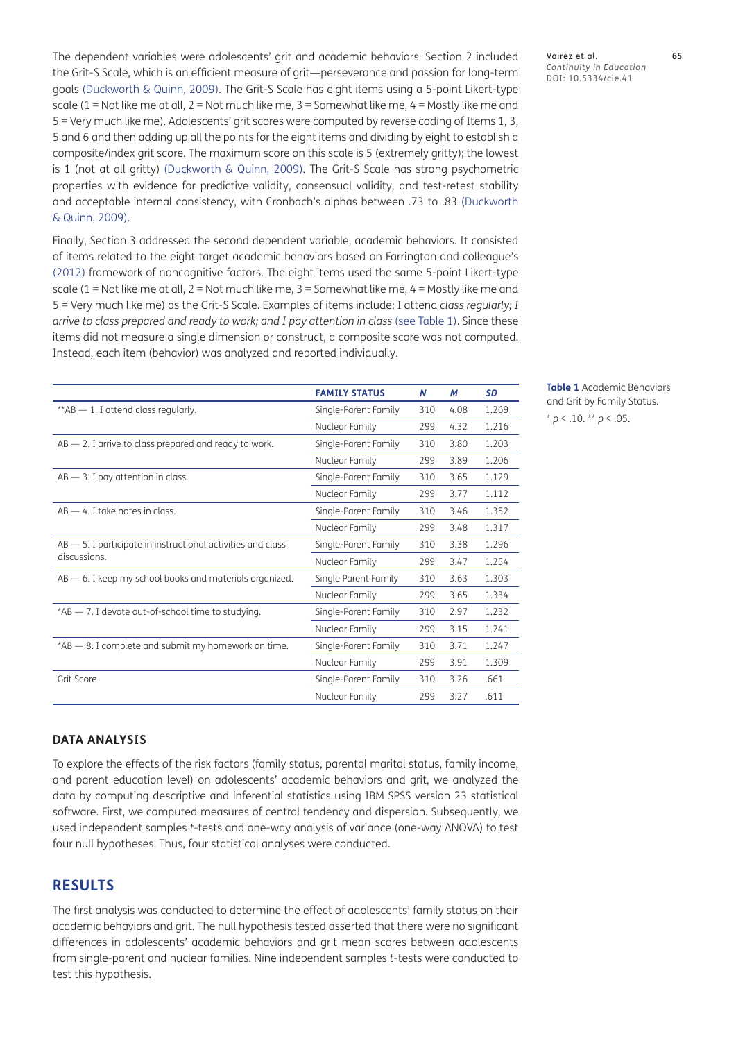The dependent variables were adolescents' grit and academic behaviors. Section 2 included the Grit-S Scale, which is an efficient measure of grit—perseverance and passion for long-term goals (Duckworth & Quinn, 2009). The Grit-S Scale has eight items using a 5-point Likert-type scale (1 = Not like me at all, 2 = Not much like me, 3 = Somewhat like me, 4 = Mostly like me and 5 = Very much like me). Adolescents' grit scores were computed by reverse coding of Items 1, 3, 5 and 6 and then adding up all the points for the eight items and dividing by eight to establish a composite/index grit score. The maximum score on this scale is 5 (extremely gritty); the lowest is 1 (not at all gritty) (Duckworth & Quinn, 2009). The Grit-S Scale has strong psychometric properties with evidence for predictive validity, consensual validity, and test-retest stability and acceptable internal consistency, with Cronbach's alphas between .73 to .83 (Duckworth & Quinn, 2009).

Finally, Section 3 addressed the second dependent variable, academic behaviors. It consisted of items related to the eight target academic behaviors based on Farrington and colleague's (2012) framework of noncognitive factors. The eight items used the same 5-point Likert-type scale (1 = Not like me at all, 2 = Not much like me, 3 = Somewhat like me, 4 = Mostly like me and 5 = Very much like me) as the Grit-S Scale. Examples of items include: I attend *class regularly; I arrive to class prepared and ready to work; and I pay attention in class* (see Table 1). Since these items did not measure a single dimension or construct, a composite score was not computed. Instead, each item (behavior) was analyzed and reported individually.

| | FAMILY STATUS | *N* | *M* | *SD* |
|---|---|---|---|---|
| **AB — 1. I attend class regularly. | Single-Parent Family | 310 | 4.08 | 1.269 |
| | Nuclear Family | 299 | 4.32 | 1.216 |
| AB — 2. I arrive to class prepared and ready to work. | Single-Parent Family | 310 | 3.80 | 1.203 |
| | Nuclear Family | 299 | 3.89 | 1.206 |
| AB — 3. I pay attention in class. | Single-Parent Family | 310 | 3.65 | 1.129 |
| | Nuclear Family | 299 | 3.77 | 1.112 |
| AB — 4. I take notes in class. | Single-Parent Family | 310 | 3.46 | 1.352 |
| | Nuclear Family | 299 | 3.48 | 1.317 |
| AB — 5. I participate in instructional activities and class discussions. | Single-Parent Family | 310 | 3.38 | 1.296 |
| | Nuclear Family | 299 | 3.47 | 1.254 |
| AB — 6. I keep my school books and materials organized. | Single Parent Family | 310 | 3.63 | 1.303 |
| | Nuclear Family | 299 | 3.65 | 1.334 |
| *AB — 7. I devote out-of-school time to studying. | Single-Parent Family | 310 | 2.97 | 1.232 |
| | Nuclear Family | 299 | 3.15 | 1.241 |
| *AB — 8. I complete and submit my homework on time. | Single-Parent Family | 310 | 3.71 | 1.247 |
| | Nuclear Family | 299 | 3.91 | 1.309 |
| Grit Score | Single-Parent Family | 310 | 3.26 | .661 |
| | Nuclear Family | 299 | 3.27 | .611 |

**Table 1** Academic Behaviors and Grit by Family Status.
* $p < .10$. ** $p < .05$.

### DATA ANALYSIS

To explore the effects of the risk factors (family status, parental marital status, family income, and parent education level) on adolescents' academic behaviors and grit, we analyzed the data by computing descriptive and inferential statistics using IBM SPSS version 23 statistical software. First, we computed measures of central tendency and dispersion. Subsequently, we used independent samples *t*-tests and one-way analysis of variance (one-way ANOVA) to test four null hypotheses. Thus, four statistical analyses were conducted.

## RESULTS

The first analysis was conducted to determine the effect of adolescents' family status on their academic behaviors and grit. The null hypothesis tested asserted that there were no significant differences in adolescents' academic behaviors and grit mean scores between adolescents from single-parent and nuclear families. Nine independent samples *t*-tests were conducted to test this hypothesis.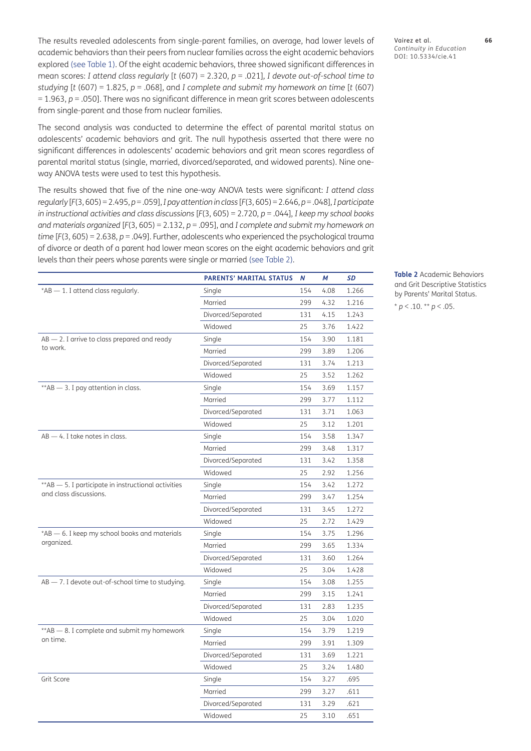The results revealed adolescents from single-parent families, on average, had lower levels of academic behaviors than their peers from nuclear families across the eight academic behaviors explored (see Table 1). Of the eight academic behaviors, three showed significant differences in mean scores: *I attend class regularly* [$t$ (607) = 2.320, $p$ = .021], *I devote out-of-school time to studying* [$t$ (607) = 1.825, $p$ = .068], and *I complete and submit my homework on time* [$t$ (607) = 1.963, $p$ = .050]. There was no significant difference in mean grit scores between adolescents from single-parent and those from nuclear families.

The second analysis was conducted to determine the effect of parental marital status on adolescents' academic behaviors and grit. The null hypothesis asserted that there were no significant differences in adolescents' academic behaviors and grit mean scores regardless of parental marital status (single, married, divorced/separated, and widowed parents). Nine one-way ANOVA tests were used to test this hypothesis.

The results showed that five of the nine one-way ANOVA tests were significant: *I attend class regularly* [$F$(3, 605) = 2.495, $p$ = .059], *I pay attention in class* [$F$(3, 605) = 2.646, $p$ = .048], *I participate in instructional activities and class discussions* [$F$(3, 605) = 2.720, $p$ = .044], *I keep my school books and materials organized* [$F$(3, 605) = 2.132, $p$ = .095], and *I complete and submit my homework on time* [$F$(3, 605) = 2.638, $p$ = .049]. Further, adolescents who experienced the psychological trauma of divorce or death of a parent had lower mean scores on the eight academic behaviors and grit levels than their peers whose parents were single or married (see Table 2).

**Table 2** Academic Behaviors and Grit Descriptive Statistics by Parents' Marital Status.

| | PARENTS' MARITAL STATUS | *N* | *M* | *SD* |
|---|---|---|---|---|
| *AB — 1. I attend class regularly. | Single | 154 | 4.08 | 1.266 |
| | Married | 299 | 4.32 | 1.216 |
| | Divorced/Separated | 131 | 4.15 | 1.243 |
| | Widowed | 25 | 3.76 | 1.422 |
| AB — 2. I arrive to class prepared and ready to work. | Single | 154 | 3.90 | 1.181 |
| | Married | 299 | 3.89 | 1.206 |
| | Divorced/Separated | 131 | 3.74 | 1.213 |
| | Widowed | 25 | 3.52 | 1.262 |
| **AB — 3. I pay attention in class. | Single | 154 | 3.69 | 1.157 |
| | Married | 299 | 3.77 | 1.112 |
| | Divorced/Separated | 131 | 3.71 | 1.063 |
| | Widowed | 25 | 3.12 | 1.201 |
| AB — 4. I take notes in class. | Single | 154 | 3.58 | 1.347 |
| | Married | 299 | 3.48 | 1.317 |
| | Divorced/Separated | 131 | 3.42 | 1.358 |
| | Widowed | 25 | 2.92 | 1.256 |
| **AB — 5. I participate in instructional activities and class discussions. | Single | 154 | 3.42 | 1.272 |
| | Married | 299 | 3.47 | 1.254 |
| | Divorced/Separated | 131 | 3.45 | 1.272 |
| | Widowed | 25 | 2.72 | 1.429 |
| *AB — 6. I keep my school books and materials organized. | Single | 154 | 3.75 | 1.296 |
| | Married | 299 | 3.65 | 1.334 |
| | Divorced/Separated | 131 | 3.60 | 1.264 |
| | Widowed | 25 | 3.04 | 1.428 |
| AB — 7. I devote out-of-school time to studying. | Single | 154 | 3.08 | 1.255 |
| | Married | 299 | 3.15 | 1.241 |
| | Divorced/Separated | 131 | 2.83 | 1.235 |
| | Widowed | 25 | 3.04 | 1.020 |
| **AB — 8. I complete and submit my homework on time. | Single | 154 | 3.79 | 1.219 |
| | Married | 299 | 3.91 | 1.309 |
| | Divorced/Separated | 131 | 3.69 | 1.221 |
| | Widowed | 25 | 3.24 | 1.480 |
| Grit Score | Single | 154 | 3.27 | .695 |
| | Married | 299 | 3.27 | .611 |
| | Divorced/Separated | 131 | 3.29 | .621 |
| | Widowed | 25 | 3.10 | .651 |

* $p < .10$. ** $p < .05$.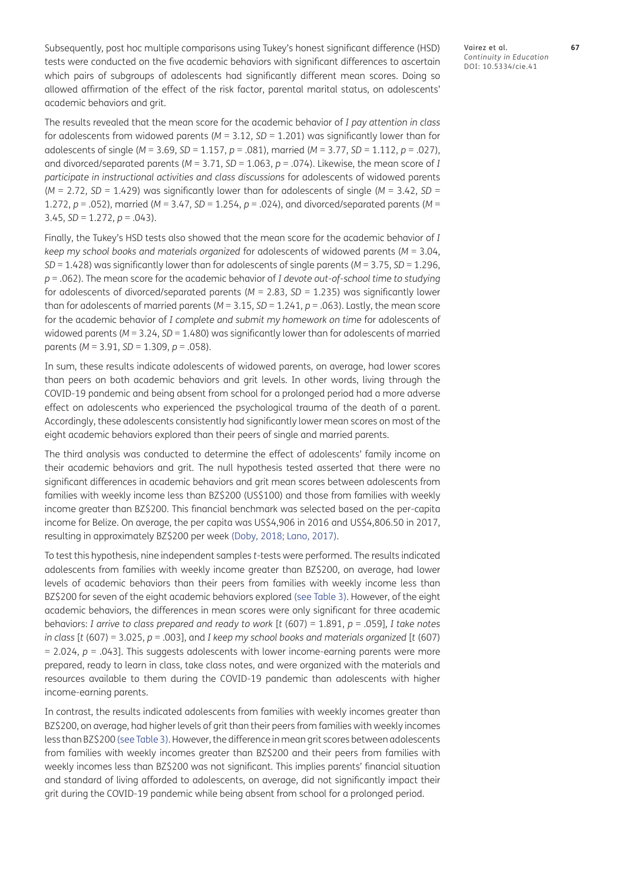Subsequently, post hoc multiple comparisons using Tukey's honest significant difference (HSD) tests were conducted on the five academic behaviors with significant differences to ascertain which pairs of subgroups of adolescents had significantly different mean scores. Doing so allowed affirmation of the effect of the risk factor, parental marital status, on adolescents' academic behaviors and grit.

The results revealed that the mean score for the academic behavior of *I pay attention in class* for adolescents from widowed parents ($M = 3.12$, $SD = 1.201$) was significantly lower than for adolescents of single ($M = 3.69$, $SD = 1.157$, $p = .081$), married ($M = 3.77$, $SD = 1.112$, $p = .027$), and divorced/separated parents ($M = 3.71$, $SD = 1.063$, $p = .074$). Likewise, the mean score of *I participate in instructional activities and class discussions* for adolescents of widowed parents ($M = 2.72$, $SD = 1.429$) was significantly lower than for adolescents of single ($M = 3.42$, $SD = 1.272$, $p = .052$), married ($M = 3.47$, $SD = 1.254$, $p = .024$), and divorced/separated parents ($M = 3.45$, $SD = 1.272$, $p = .043$).

Finally, the Tukey's HSD tests also showed that the mean score for the academic behavior of *I keep my school books and materials organized* for adolescents of widowed parents ($M = 3.04$, $SD = 1.428$) was significantly lower than for adolescents of single parents ($M = 3.75$, $SD = 1.296$, $p = .062$). The mean score for the academic behavior of *I devote out-of-school time to studying* for adolescents of divorced/separated parents ($M = 2.83$, $SD = 1.235$) was significantly lower than for adolescents of married parents ($M = 3.15$, $SD = 1.241$, $p = .063$). Lastly, the mean score for the academic behavior of *I complete and submit my homework on time* for adolescents of widowed parents ($M = 3.24$, $SD = 1.480$) was significantly lower than for adolescents of married parents ($M = 3.91$, $SD = 1.309$, $p = .058$).

In sum, these results indicate adolescents of widowed parents, on average, had lower scores than peers on both academic behaviors and grit levels. In other words, living through the COVID-19 pandemic and being absent from school for a prolonged period had a more adverse effect on adolescents who experienced the psychological trauma of the death of a parent. Accordingly, these adolescents consistently had significantly lower mean scores on most of the eight academic behaviors explored than their peers of single and married parents.

The third analysis was conducted to determine the effect of adolescents' family income on their academic behaviors and grit. The null hypothesis tested asserted that there were no significant differences in academic behaviors and grit mean scores between adolescents from families with weekly income less than BZ$200 (US$100) and those from families with weekly income greater than BZ$200. This financial benchmark was selected based on the per-capita income for Belize. On average, the per capita was US$4,906 in 2016 and US$4,806.50 in 2017, resulting in approximately BZ$200 per week (Doby, 2018; Lano, 2017).

To test this hypothesis, nine independent samples *t*-tests were performed. The results indicated adolescents from families with weekly income greater than BZ$200, on average, had lower levels of academic behaviors than their peers from families with weekly income less than BZ$200 for seven of the eight academic behaviors explored (see Table 3). However, of the eight academic behaviors, the differences in mean scores were only significant for three academic behaviors: *I arrive to class prepared and ready to work* [$t(607) = 1.891$, $p = .059$], *I take notes in class* [$t(607) = 3.025$, $p = .003$], and *I keep my school books and materials organized* [$t(607) = 2.024$, $p = .043$]. This suggests adolescents with lower income-earning parents were more prepared, ready to learn in class, take class notes, and were organized with the materials and resources available to them during the COVID-19 pandemic than adolescents with higher income-earning parents.

In contrast, the results indicated adolescents from families with weekly incomes greater than BZ$200, on average, had higher levels of grit than their peers from families with weekly incomes less than BZ$200 (see Table 3). However, the difference in mean grit scores between adolescents from families with weekly incomes greater than BZ$200 and their peers from families with weekly incomes less than BZ$200 was not significant. This implies parents' financial situation and standard of living afforded to adolescents, on average, did not significantly impact their grit during the COVID-19 pandemic while being absent from school for a prolonged period.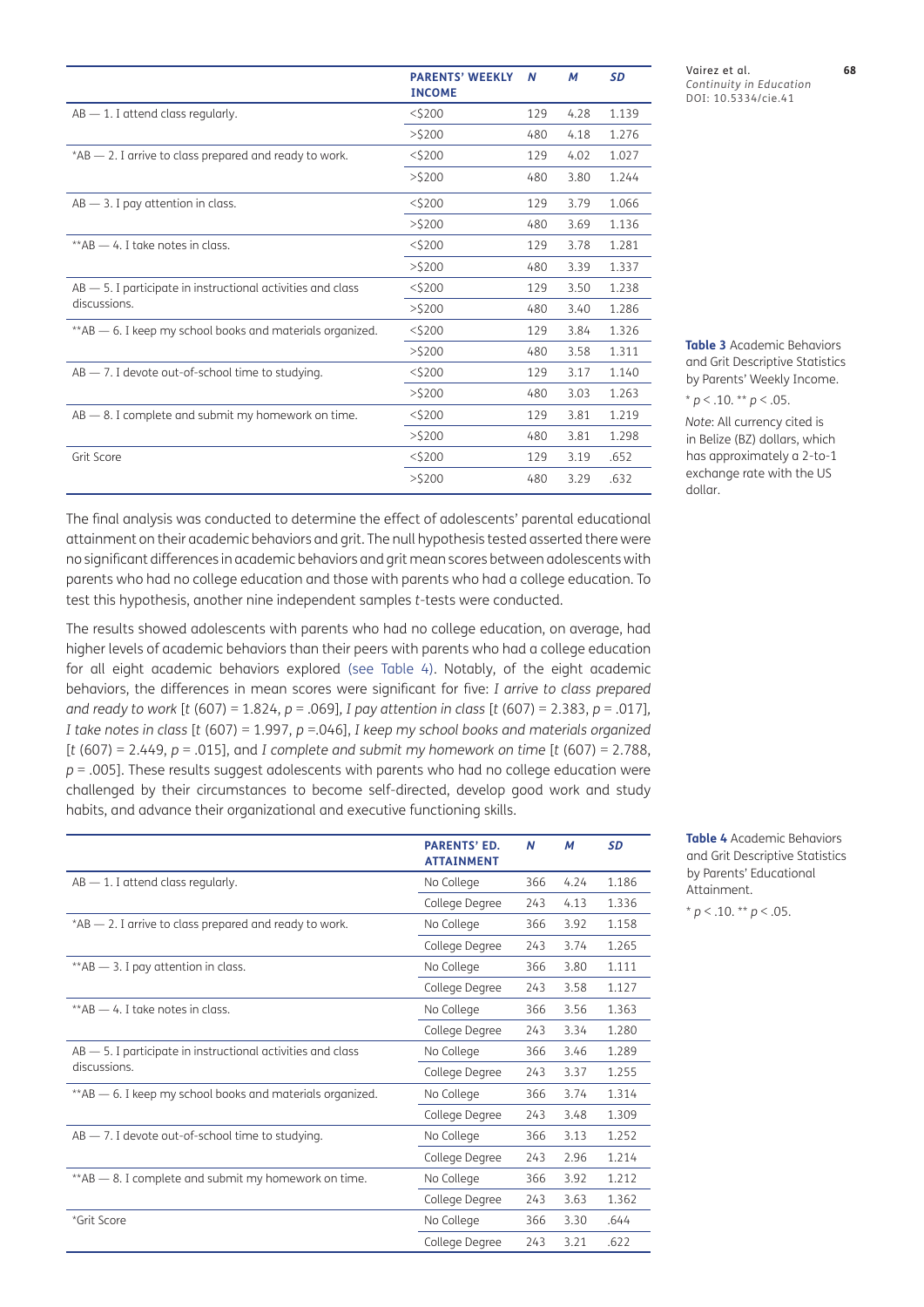| | PARENTS' WEEKLY INCOME | N | M | SD |
|---|---|---|---|---|
| AB — 1. I attend class regularly. | <$200 | 129 | 4.28 | 1.139 |
| | >$200 | 480 | 4.18 | 1.276 |
| *AB — 2. I arrive to class prepared and ready to work. | <$200 | 129 | 4.02 | 1.027 |
| | >$200 | 480 | 3.80 | 1.244 |
| AB — 3. I pay attention in class. | <$200 | 129 | 3.79 | 1.066 |
| | >$200 | 480 | 3.69 | 1.136 |
| **AB — 4. I take notes in class. | <$200 | 129 | 3.78 | 1.281 |
| | >$200 | 480 | 3.39 | 1.337 |
| AB — 5. I participate in instructional activities and class discussions. | <$200 | 129 | 3.50 | 1.238 |
| | >$200 | 480 | 3.40 | 1.286 |
| **AB — 6. I keep my school books and materials organized. | <$200 | 129 | 3.84 | 1.326 |
| | >$200 | 480 | 3.58 | 1.311 |
| AB — 7. I devote out-of-school time to studying. | <$200 | 129 | 3.17 | 1.140 |
| | >$200 | 480 | 3.03 | 1.263 |
| AB — 8. I complete and submit my homework on time. | <$200 | 129 | 3.81 | 1.219 |
| | >$200 | 480 | 3.81 | 1.298 |
| Grit Score | <$200 | 129 | 3.19 | .652 |
| | >$200 | 480 | 3.29 | .632 |

**Table 3** Academic Behaviors and Grit Descriptive Statistics by Parents' Weekly Income.

* $p < .10$. ** $p < .05$.

*Note*: All currency cited is in Belize (BZ) dollars, which has approximately a 2-to-1 exchange rate with the US dollar.

The final analysis was conducted to determine the effect of adolescents' parental educational attainment on their academic behaviors and grit. The null hypothesis tested asserted there were no significant differences in academic behaviors and grit mean scores between adolescents with parents who had no college education and those with parents who had a college education. To test this hypothesis, another nine independent samples *t*-tests were conducted.

The results showed adolescents with parents who had no college education, on average, had higher levels of academic behaviors than their peers with parents who had a college education for all eight academic behaviors explored (see Table 4). Notably, of the eight academic behaviors, the differences in mean scores were significant for five: *I arrive to class prepared and ready to work* [$t$ (607) = 1.824, $p$ = .069], *I pay attention in class* [$t$ (607) = 2.383, $p$ = .017], *I take notes in class* [$t$ (607) = 1.997, $p$ =.046], *I keep my school books and materials organized* [$t$ (607) = 2.449, $p$ = .015], and *I complete and submit my homework on time* [$t$ (607) = 2.788, $p$ = .005]. These results suggest adolescents with parents who had no college education were challenged by their circumstances to become self-directed, develop good work and study habits, and advance their organizational and executive functioning skills.

| | PARENTS' ED. ATTAINMENT | N | M | SD |
|---|---|---|---|---|
| AB — 1. I attend class regularly. | No College | 366 | 4.24 | 1.186 |
| | College Degree | 243 | 4.13 | 1.336 |
| *AB — 2. I arrive to class prepared and ready to work. | No College | 366 | 3.92 | 1.158 |
| | College Degree | 243 | 3.74 | 1.265 |
| **AB — 3. I pay attention in class. | No College | 366 | 3.80 | 1.111 |
| | College Degree | 243 | 3.58 | 1.127 |
| **AB — 4. I take notes in class. | No College | 366 | 3.56 | 1.363 |
| | College Degree | 243 | 3.34 | 1.280 |
| AB — 5. I participate in instructional activities and class discussions. | No College | 366 | 3.46 | 1.289 |
| | College Degree | 243 | 3.37 | 1.255 |
| **AB — 6. I keep my school books and materials organized. | No College | 366 | 3.74 | 1.314 |
| | College Degree | 243 | 3.48 | 1.309 |
| AB — 7. I devote out-of-school time to studying. | No College | 366 | 3.13 | 1.252 |
| | College Degree | 243 | 2.96 | 1.214 |
| **AB — 8. I complete and submit my homework on time. | No College | 366 | 3.92 | 1.212 |
| | College Degree | 243 | 3.63 | 1.362 |
| *Grit Score | No College | 366 | 3.30 | .644 |
| | College Degree | 243 | 3.21 | .622 |

**Table 4** Academic Behaviors and Grit Descriptive Statistics by Parents' Educational Attainment.

* $p < .10$. ** $p < .05$.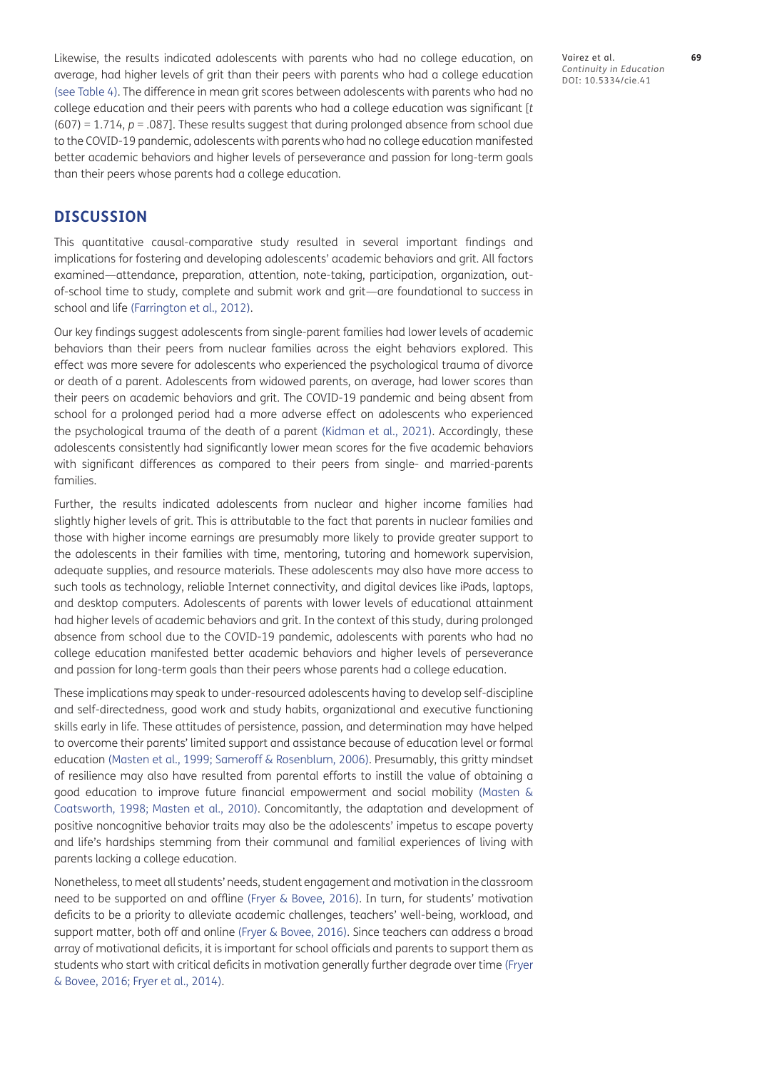Likewise, the results indicated adolescents with parents who had no college education, on average, had higher levels of grit than their peers with parents who had a college education (see Table 4). The difference in mean grit scores between adolescents with parents who had no college education and their peers with parents who had a college education was significant [$t$ (607) = 1.714, $p$ = .087]. These results suggest that during prolonged absence from school due to the COVID-19 pandemic, adolescents with parents who had no college education manifested better academic behaviors and higher levels of perseverance and passion for long-term goals than their peers whose parents had a college education.

## DISCUSSION

This quantitative causal-comparative study resulted in several important findings and implications for fostering and developing adolescents' academic behaviors and grit. All factors examined—attendance, preparation, attention, note-taking, participation, organization, out-of-school time to study, complete and submit work and grit—are foundational to success in school and life (Farrington et al., 2012).

Our key findings suggest adolescents from single-parent families had lower levels of academic behaviors than their peers from nuclear families across the eight behaviors explored. This effect was more severe for adolescents who experienced the psychological trauma of divorce or death of a parent. Adolescents from widowed parents, on average, had lower scores than their peers on academic behaviors and grit. The COVID-19 pandemic and being absent from school for a prolonged period had a more adverse effect on adolescents who experienced the psychological trauma of the death of a parent (Kidman et al., 2021). Accordingly, these adolescents consistently had significantly lower mean scores for the five academic behaviors with significant differences as compared to their peers from single- and married-parents families.

Further, the results indicated adolescents from nuclear and higher income families had slightly higher levels of grit. This is attributable to the fact that parents in nuclear families and those with higher income earnings are presumably more likely to provide greater support to the adolescents in their families with time, mentoring, tutoring and homework supervision, adequate supplies, and resource materials. These adolescents may also have more access to such tools as technology, reliable Internet connectivity, and digital devices like iPads, laptops, and desktop computers. Adolescents of parents with lower levels of educational attainment had higher levels of academic behaviors and grit. In the context of this study, during prolonged absence from school due to the COVID-19 pandemic, adolescents with parents who had no college education manifested better academic behaviors and higher levels of perseverance and passion for long-term goals than their peers whose parents had a college education.

These implications may speak to under-resourced adolescents having to develop self-discipline and self-directedness, good work and study habits, organizational and executive functioning skills early in life. These attitudes of persistence, passion, and determination may have helped to overcome their parents' limited support and assistance because of education level or formal education (Masten et al., 1999; Sameroff & Rosenblum, 2006). Presumably, this gritty mindset of resilience may also have resulted from parental efforts to instill the value of obtaining a good education to improve future financial empowerment and social mobility (Masten & Coatsworth, 1998; Masten et al., 2010). Concomitantly, the adaptation and development of positive noncognitive behavior traits may also be the adolescents' impetus to escape poverty and life's hardships stemming from their communal and familial experiences of living with parents lacking a college education.

Nonetheless, to meet all students' needs, student engagement and motivation in the classroom need to be supported on and offline (Fryer & Bovee, 2016). In turn, for students' motivation deficits to be a priority to alleviate academic challenges, teachers' well-being, workload, and support matter, both off and online (Fryer & Bovee, 2016). Since teachers can address a broad array of motivational deficits, it is important for school officials and parents to support them as students who start with critical deficits in motivation generally further degrade over time (Fryer & Bovee, 2016; Fryer et al., 2014).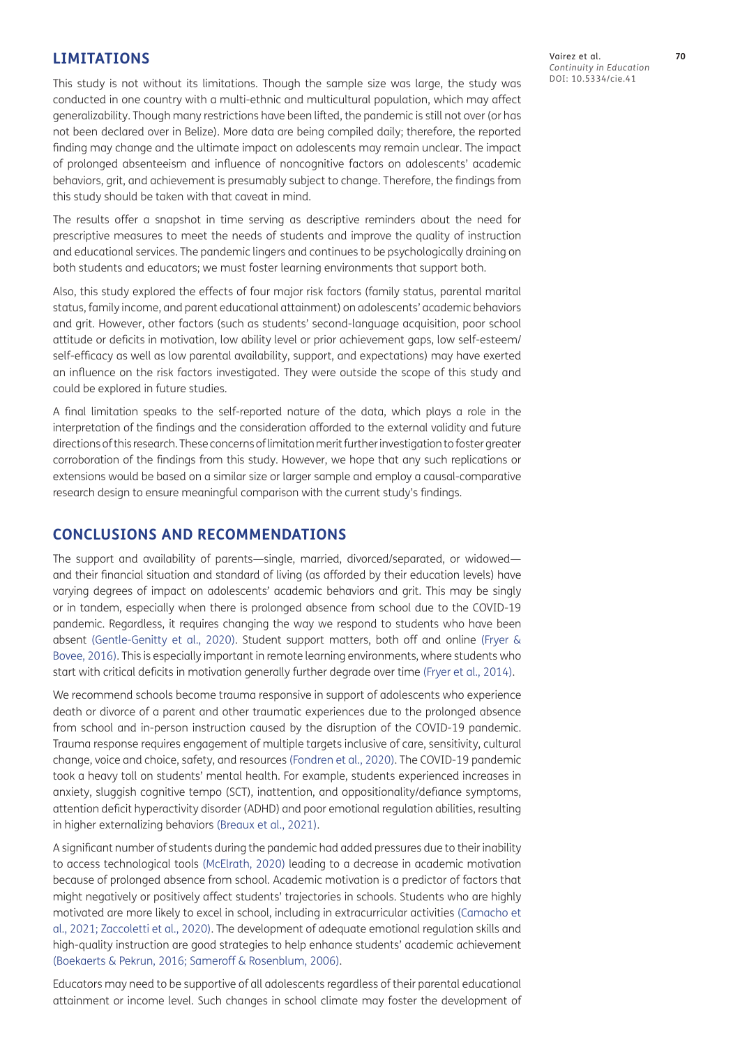## LIMITATIONS

This study is not without its limitations. Though the sample size was large, the study was conducted in one country with a multi-ethnic and multicultural population, which may affect generalizability. Though many restrictions have been lifted, the pandemic is still not over (or has not been declared over in Belize). More data are being compiled daily; therefore, the reported finding may change and the ultimate impact on adolescents may remain unclear. The impact of prolonged absenteeism and influence of noncognitive factors on adolescents' academic behaviors, grit, and achievement is presumably subject to change. Therefore, the findings from this study should be taken with that caveat in mind.

The results offer a snapshot in time serving as descriptive reminders about the need for prescriptive measures to meet the needs of students and improve the quality of instruction and educational services. The pandemic lingers and continues to be psychologically draining on both students and educators; we must foster learning environments that support both.

Also, this study explored the effects of four major risk factors (family status, parental marital status, family income, and parent educational attainment) on adolescents' academic behaviors and grit. However, other factors (such as students' second-language acquisition, poor school attitude or deficits in motivation, low ability level or prior achievement gaps, low self-esteem/self-efficacy as well as low parental availability, support, and expectations) may have exerted an influence on the risk factors investigated. They were outside the scope of this study and could be explored in future studies.

A final limitation speaks to the self-reported nature of the data, which plays a role in the interpretation of the findings and the consideration afforded to the external validity and future directions of this research. These concerns of limitation merit further investigation to foster greater corroboration of the findings from this study. However, we hope that any such replications or extensions would be based on a similar size or larger sample and employ a causal-comparative research design to ensure meaningful comparison with the current study's findings.

## CONCLUSIONS AND RECOMMENDATIONS

The support and availability of parents—single, married, divorced/separated, or widowed—and their financial situation and standard of living (as afforded by their education levels) have varying degrees of impact on adolescents' academic behaviors and grit. This may be singly or in tandem, especially when there is prolonged absence from school due to the COVID-19 pandemic. Regardless, it requires changing the way we respond to students who have been absent (Gentle-Genitty et al., 2020). Student support matters, both off and online (Fryer & Bovee, 2016). This is especially important in remote learning environments, where students who start with critical deficits in motivation generally further degrade over time (Fryer et al., 2014).

We recommend schools become trauma responsive in support of adolescents who experience death or divorce of a parent and other traumatic experiences due to the prolonged absence from school and in-person instruction caused by the disruption of the COVID-19 pandemic. Trauma response requires engagement of multiple targets inclusive of care, sensitivity, cultural change, voice and choice, safety, and resources (Fondren et al., 2020). The COVID-19 pandemic took a heavy toll on students' mental health. For example, students experienced increases in anxiety, sluggish cognitive tempo (SCT), inattention, and oppositionality/defiance symptoms, attention deficit hyperactivity disorder (ADHD) and poor emotional regulation abilities, resulting in higher externalizing behaviors (Breaux et al., 2021).

A significant number of students during the pandemic had added pressures due to their inability to access technological tools (McElrath, 2020) leading to a decrease in academic motivation because of prolonged absence from school. Academic motivation is a predictor of factors that might negatively or positively affect students' trajectories in schools. Students who are highly motivated are more likely to excel in school, including in extracurricular activities (Camacho et al., 2021; Zaccoletti et al., 2020). The development of adequate emotional regulation skills and high-quality instruction are good strategies to help enhance students' academic achievement (Boekaerts & Pekrun, 2016; Sameroff & Rosenblum, 2006).

Educators may need to be supportive of all adolescents regardless of their parental educational attainment or income level. Such changes in school climate may foster the development of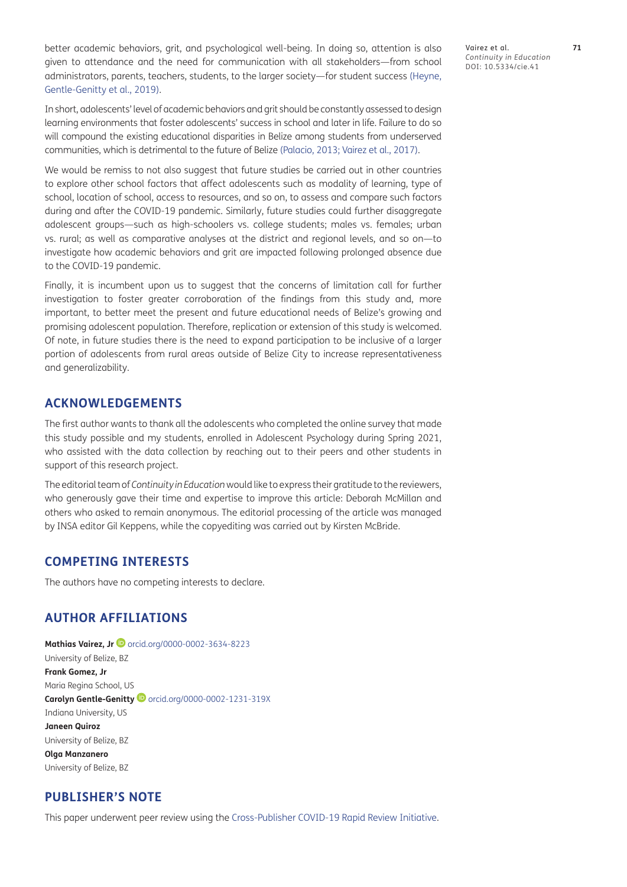better academic behaviors, grit, and psychological well-being. In doing so, attention is also given to attendance and the need for communication with all stakeholders—from school administrators, parents, teachers, students, to the larger society—for student success (Heyne, Gentle-Genitty et al., 2019).

In short, adolescents' level of academic behaviors and grit should be constantly assessed to design learning environments that foster adolescents' success in school and later in life. Failure to do so will compound the existing educational disparities in Belize among students from underserved communities, which is detrimental to the future of Belize (Palacio, 2013; Vairez et al., 2017).

We would be remiss to not also suggest that future studies be carried out in other countries to explore other school factors that affect adolescents such as modality of learning, type of school, location of school, access to resources, and so on, to assess and compare such factors during and after the COVID-19 pandemic. Similarly, future studies could further disaggregate adolescent groups—such as high-schoolers vs. college students; males vs. females; urban vs. rural; as well as comparative analyses at the district and regional levels, and so on—to investigate how academic behaviors and grit are impacted following prolonged absence due to the COVID-19 pandemic.

Finally, it is incumbent upon us to suggest that the concerns of limitation call for further investigation to foster greater corroboration of the findings from this study and, more important, to better meet the present and future educational needs of Belize's growing and promising adolescent population. Therefore, replication or extension of this study is welcomed. Of note, in future studies there is the need to expand participation to be inclusive of a larger portion of adolescents from rural areas outside of Belize City to increase representativeness and generalizability.

## ACKNOWLEDGEMENTS

The first author wants to thank all the adolescents who completed the online survey that made this study possible and my students, enrolled in Adolescent Psychology during Spring 2021, who assisted with the data collection by reaching out to their peers and other students in support of this research project.

The editorial team of *Continuity in Education* would like to express their gratitude to the reviewers, who generously gave their time and expertise to improve this article: Deborah McMillan and others who asked to remain anonymous. The editorial processing of the article was managed by INSA editor Gil Keppens, while the copyediting was carried out by Kirsten McBride.

## COMPETING INTERESTS

The authors have no competing interests to declare.

## AUTHOR AFFILIATIONS

**Mathias Vairez, Jr** orcid.org/0000-0002-3634-8223
University of Belize, BZ
**Frank Gomez, Jr**
Maria Regina School, US
**Carolyn Gentle-Genitty** orcid.org/0000-0002-1231-319X
Indiana University, US
**Janeen Quiroz**
University of Belize, BZ
**Olga Manzanero**
University of Belize, BZ

## PUBLISHER'S NOTE

This paper underwent peer review using the Cross-Publisher COVID-19 Rapid Review Initiative.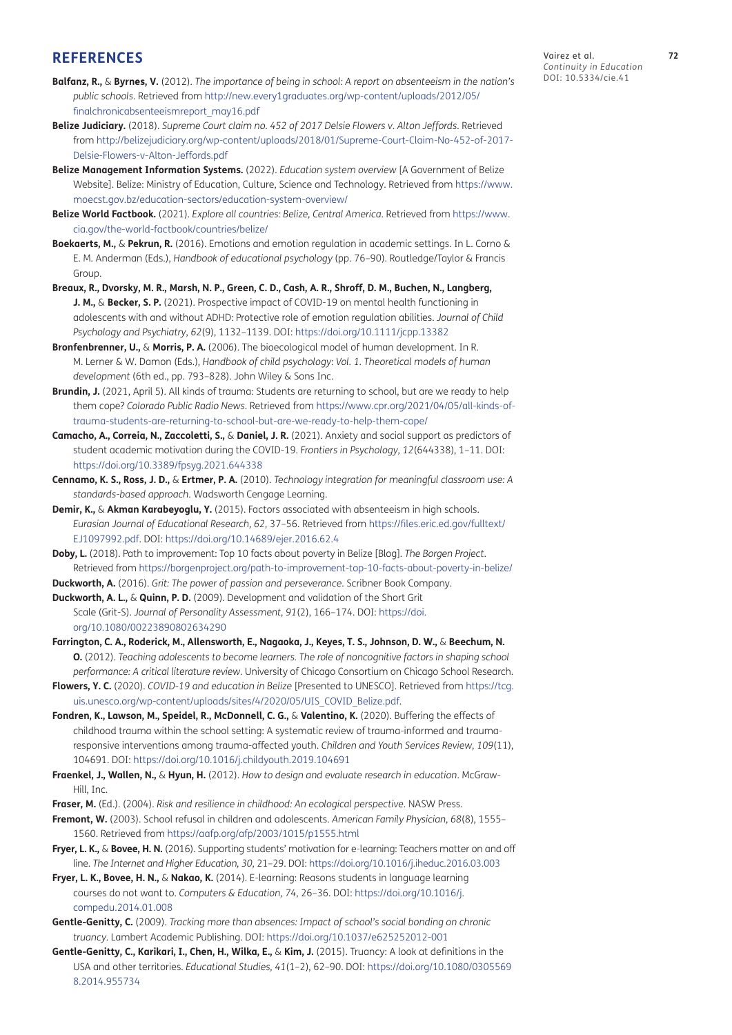## REFERENCES

**Balfanz, R.,** & **Byrnes, V.** (2012). *The importance of being in school: A report on absenteeism in the nation's public schools*. Retrieved from http://new.every1graduates.org/wp-content/uploads/2012/05/finalchronicabsenteeismreport_may16.pdf

**Belize Judiciary.** (2018). *Supreme Court claim no. 452 of 2017 Delsie Flowers v. Alton Jeffords*. Retrieved from http://belizejudiciary.org/wp-content/uploads/2018/01/Supreme-Court-Claim-No-452-of-2017-Delsie-Flowers-v-Alton-Jeffords.pdf

**Belize Management Information Systems.** (2022). *Education system overview* [A Government of Belize Website]. Belize: Ministry of Education, Culture, Science and Technology. Retrieved from https://www.moecst.gov.bz/education-sectors/education-system-overview/

**Belize World Factbook.** (2021). *Explore all countries: Belize, Central America*. Retrieved from https://www.cia.gov/the-world-factbook/countries/belize/

**Boekaerts, M.,** & **Pekrun, R.** (2016). Emotions and emotion regulation in academic settings. In L. Corno & E. M. Anderman (Eds.), *Handbook of educational psychology* (pp. 76–90). Routledge/Taylor & Francis Group.

**Breaux, R., Dvorsky, M. R., Marsh, N. P., Green, C. D., Cash, A. R., Shroff, D. M., Buchen, N., Langberg, J. M.,** & **Becker, S. P.** (2021). Prospective impact of COVID-19 on mental health functioning in adolescents with and without ADHD: Protective role of emotion regulation abilities. *Journal of Child Psychology and Psychiatry*, *62*(9), 1132–1139. DOI: https://doi.org/10.1111/jcpp.13382

**Bronfenbrenner, U.,** & **Morris, P. A.** (2006). The bioecological model of human development. In R. M. Lerner & W. Damon (Eds.), *Handbook of child psychology: Vol. 1. Theoretical models of human development* (6th ed., pp. 793–828). John Wiley & Sons Inc.

**Brundin, J.** (2021, April 5). All kinds of trauma: Students are returning to school, but are we ready to help them cope? *Colorado Public Radio News*. Retrieved from https://www.cpr.org/2021/04/05/all-kinds-of-trauma-students-are-returning-to-school-but-are-we-ready-to-help-them-cope/

**Camacho, A., Correia, N., Zaccoletti, S.,** & **Daniel, J. R.** (2021). Anxiety and social support as predictors of student academic motivation during the COVID-19. *Frontiers in Psychology*, *12*(644338), 1–11. DOI: https://doi.org/10.3389/fpsyg.2021.644338

**Cennamo, K. S., Ross, J. D.,** & **Ertmer, P. A.** (2010). *Technology integration for meaningful classroom use: A standards-based approach*. Wadsworth Cengage Learning.

**Demir, K.,** & **Akman Karabeyoglu, Y.** (2015). Factors associated with absenteeism in high schools. *Eurasian Journal of Educational Research*, *62*, 37–56. Retrieved from https://files.eric.ed.gov/fulltext/EJ1097992.pdf. DOI: https://doi.org/10.14689/ejer.2016.62.4

**Doby, L.** (2018). Path to improvement: Top 10 facts about poverty in Belize [Blog]. *The Borgen Project*. Retrieved from https://borgenproject.org/path-to-improvement-top-10-facts-about-poverty-in-belize/

**Duckworth, A.** (2016). *Grit: The power of passion and perseverance*. Scribner Book Company.

**Duckworth, A. L.,** & **Quinn, P. D.** (2009). Development and validation of the Short Grit Scale (Grit-S). *Journal of Personality Assessment*, *91*(2), 166–174. DOI: https://doi.org/10.1080/00223890802634290

**Farrington, C. A., Roderick, M., Allensworth, E., Nagaoka, J., Keyes, T. S., Johnson, D. W.,** & **Beechum, N. O.** (2012). *Teaching adolescents to become learners. The role of noncognitive factors in shaping school performance: A critical literature review*. University of Chicago Consortium on Chicago School Research.

**Flowers, Y. C.** (2020). *COVID-19 and education in Belize* [Presented to UNESCO]. Retrieved from https://tcg.uis.unesco.org/wp-content/uploads/sites/4/2020/05/UIS_COVID_Belize.pdf.

**Fondren, K., Lawson, M., Speidel, R., McDonnell, C. G.,** & **Valentino, K.** (2020). Buffering the effects of childhood trauma within the school setting: A systematic review of trauma-informed and trauma-responsive interventions among trauma-affected youth. *Children and Youth Services Review*, *109*(11), 104691. DOI: https://doi.org/10.1016/j.childyouth.2019.104691

**Fraenkel, J., Wallen, N.,** & **Hyun, H.** (2012). *How to design and evaluate research in education*. McGraw-Hill, Inc.

**Fraser, M.** (Ed.). (2004). *Risk and resilience in childhood: An ecological perspective*. NASW Press.

**Fremont, W.** (2003). School refusal in children and adolescents. *American Family Physician*, *68*(8), 1555–1560. Retrieved from https://aafp.org/afp/2003/1015/p1555.html

**Fryer, L. K.,** & **Bovee, H. N.** (2016). Supporting students' motivation for e-learning: Teachers matter on and off line. *The Internet and Higher Education*, *30*, 21–29. DOI: https://doi.org/10.1016/j.iheduc.2016.03.003

**Fryer, L. K., Bovee, H. N.,** & **Nakao, K.** (2014). E-learning: Reasons students in language learning courses do not want to. *Computers & Education*, *74*, 26–36. DOI: https://doi.org/10.1016/j.compedu.2014.01.008

**Gentle-Genitty, C.** (2009). *Tracking more than absences: Impact of school's social bonding on chronic truancy*. Lambert Academic Publishing. DOI: https://doi.org/10.1037/e625252012-001

**Gentle-Genitty, C., Karikari, I., Chen, H., Wilka, E.,** & **Kim, J.** (2015). Truancy: A look at definitions in the USA and other territories. *Educational Studies*, *41*(1–2), 62–90. DOI: https://doi.org/10.1080/03055698.2014.955734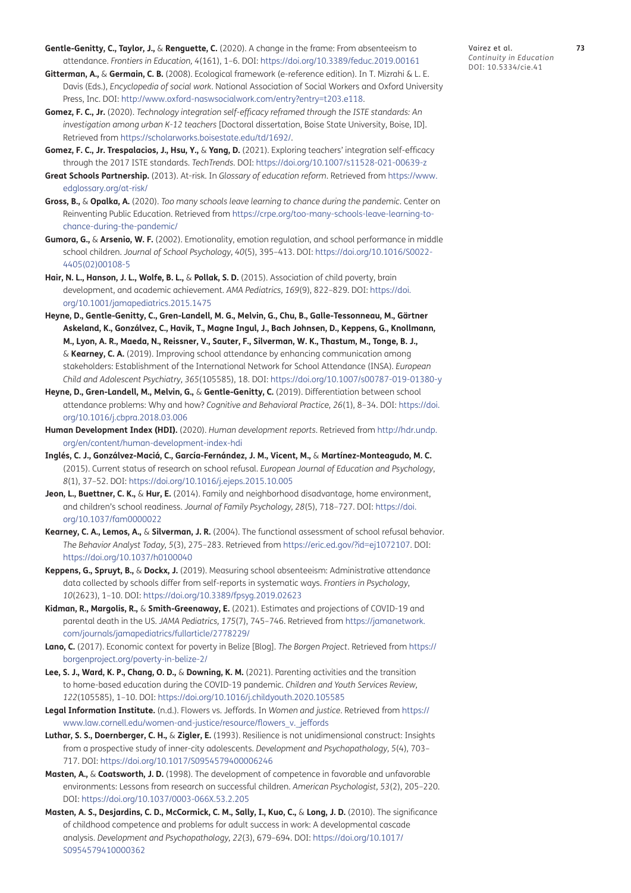**Gentle-Genitty, C., Taylor, J.,** & **Renguette, C.** (2020). A change in the frame: From absenteeism to attendance. *Frontiers in Education, 4*(161), 1–6. DOI: https://doi.org/10.3389/feduc.2019.00161

**Gitterman, A.,** & **Germain, C. B.** (2008). Ecological framework (e-reference edition). In T. Mizrahi & L. E. Davis (Eds.), *Encyclopedia of social work*. National Association of Social Workers and Oxford University Press, Inc. DOI: http://www.oxford-naswsocialwork.com/entry?entry=t203.e118.

**Gomez, F. C., Jr.** (2020). *Technology integration self-efficacy reframed through the ISTE standards: An investigation among urban K-12 teachers* [Doctoral dissertation, Boise State University, Boise, ID]. Retrieved from https://scholarworks.boisestate.edu/td/1692/.

**Gomez, F. C., Jr. Trespalacios, J., Hsu, Y.,** & **Yang, D.** (2021). Exploring teachers' integration self-efficacy through the 2017 ISTE standards. *TechTrends*. DOI: https://doi.org/10.1007/s11528-021-00639-z

**Great Schools Partnership.** (2013). At-risk. In *Glossary of education reform*. Retrieved from https://www.edglossary.org/at-risk/

**Gross, B.,** & **Opalka, A.** (2020). *Too many schools leave learning to chance during the pandemic*. Center on Reinventing Public Education. Retrieved from https://crpe.org/too-many-schools-leave-learning-to-chance-during-the-pandemic/

**Gumora, G.,** & **Arsenio, W. F.** (2002). Emotionality, emotion regulation, and school performance in middle school children. *Journal of School Psychology, 40*(5), 395–413. DOI: https://doi.org/10.1016/S0022-4405(02)00108-5

**Hair, N. L., Hanson, J. L., Wolfe, B. L.,** & **Pollak, S. D.** (2015). Association of child poverty, brain development, and academic achievement. *AMA Pediatrics, 169*(9), 822–829. DOI: https://doi.org/10.1001/jamapediatrics.2015.1475

**Heyne, D., Gentle-Genitty, C., Gren-Landell, M. G., Melvin, G., Chu, B., Galle-Tessonneau, M., Gärtner Askeland, K., Gonzálvez, C., Havik, T., Magne Ingul, J., Bach Johnsen, D., Keppens, G., Knollmann, M., Lyon, A. R., Maeda, N., Reissner, V., Sauter, F., Silverman, W. K., Thastum, M., Tonge, B. J.,** & **Kearney, C. A.** (2019). Improving school attendance by enhancing communication among stakeholders: Establishment of the International Network for School Attendance (INSA). *European Child and Adolescent Psychiatry, 365*(105585), 18. DOI: https://doi.org/10.1007/s00787-019-01380-y

**Heyne, D., Gren-Landell, M., Melvin, G.,** & **Gentle-Genitty, C.** (2019). Differentiation between school attendance problems: Why and how? *Cognitive and Behavioral Practice, 26*(1), 8–34. DOI: https://doi.org/10.1016/j.cbpra.2018.03.006

**Human Development Index (HDI).** (2020). *Human development reports*. Retrieved from http://hdr.undp.org/en/content/human-development-index-hdi

**Inglés, C. J., Gonzálvez-Maciá, C., García-Fernández, J. M., Vicent, M.,** & **Martínez-Monteagudo, M. C.** (2015). Current status of research on school refusal. *European Journal of Education and Psychology, 8*(1), 37–52. DOI: https://doi.org/10.1016/j.ejeps.2015.10.005

**Jeon, L., Buettner, C. K.,** & **Hur, E.** (2014). Family and neighborhood disadvantage, home environment, and children's school readiness. *Journal of Family Psychology, 28*(5), 718–727. DOI: https://doi.org/10.1037/fam0000022

**Kearney, C. A., Lemos, A.,** & **Silverman, J. R.** (2004). The functional assessment of school refusal behavior. *The Behavior Analyst Today, 5*(3), 275–283. Retrieved from https://eric.ed.gov/?id=ej1072107. DOI: https://doi.org/10.1037/h0100040

**Keppens, G., Spruyt, B.,** & **Dockx, J.** (2019). Measuring school absenteeism: Administrative attendance data collected by schools differ from self-reports in systematic ways. *Frontiers in Psychology, 10*(2623), 1–10. DOI: https://doi.org/10.3389/fpsyg.2019.02623

**Kidman, R., Margolis, R.,** & **Smith-Greenaway, E.** (2021). Estimates and projections of COVID-19 and parental death in the US. *JAMA Pediatrics, 175*(7), 745–746. Retrieved from https://jamanetwork.com/journals/jamapediatrics/fullarticle/2778229/

**Lano, C.** (2017). Economic context for poverty in Belize [Blog]. *The Borgen Project*. Retrieved from https://borgenproject.org/poverty-in-belize-2/

**Lee, S. J., Ward, K. P., Chang, O. D.,** & **Downing, K. M.** (2021). Parenting activities and the transition to home-based education during the COVID-19 pandemic. *Children and Youth Services Review, 122*(105585), 1–10. DOI: https://doi.org/10.1016/j.childyouth.2020.105585

**Legal Information Institute.** (n.d.). Flowers vs. Jeffords. In *Women and justice*. Retrieved from https://www.law.cornell.edu/women-and-justice/resource/flowers_v._jeffords

**Luthar, S. S., Doernberger, C. H.,** & **Zigler, E.** (1993). Resilience is not unidimensional construct: Insights from a prospective study of inner-city adolescents. *Development and Psychopathology, 5*(4), 703–717. DOI: https://doi.org/10.1017/S0954579400006246

**Masten, A.,** & **Coatsworth, J. D.** (1998). The development of competence in favorable and unfavorable environments: Lessons from research on successful children. *American Psychologist, 53*(2), 205–220. DOI: https://doi.org/10.1037/0003-066X.53.2.205

**Masten, A. S., Desjardins, C. D., McCormick, C. M., Sally, I., Kuo, C.,** & **Long, J. D.** (2010). The significance of childhood competence and problems for adult success in work: A developmental cascade analysis. *Development and Psychopathology, 22*(3), 679–694. DOI: https://doi.org/10.1017/S0954579410000362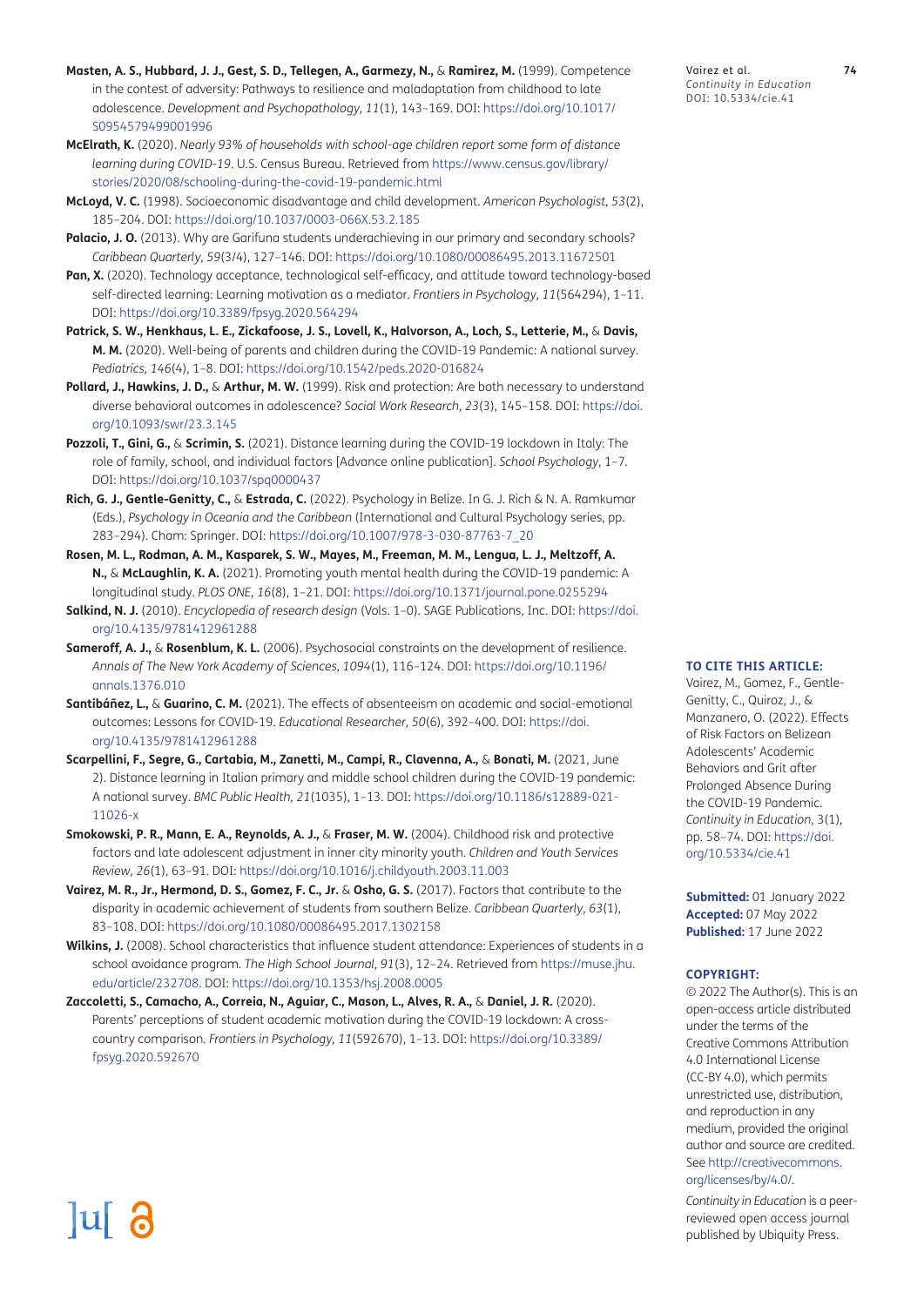**Masten, A. S., Hubbard, J. J., Gest, S. D., Tellegen, A., Garmezy, N.,** & **Ramirez, M.** (1999). Competence in the contest of adversity: Pathways to resilience and maladaptation from childhood to late adolescence. *Development and Psychopathology, 11*(1), 143–169. DOI: https://doi.org/10.1017/S0954579499001996

**McElrath, K.** (2020). *Nearly 93% of households with school-age children report some form of distance learning during COVID-19*. U.S. Census Bureau. Retrieved from https://www.census.gov/library/stories/2020/08/schooling-during-the-covid-19-pandemic.html

**McLoyd, V. C.** (1998). Socioeconomic disadvantage and child development. *American Psychologist, 53*(2), 185–204. DOI: https://doi.org/10.1037/0003-066X.53.2.185

**Palacio, J. O.** (2013). Why are Garifuna students underachieving in our primary and secondary schools? *Caribbean Quarterly, 59*(3/4), 127–146. DOI: https://doi.org/10.1080/00086495.2013.11672501

**Pan, X.** (2020). Technology acceptance, technological self-efficacy, and attitude toward technology-based self-directed learning: Learning motivation as a mediator. *Frontiers in Psychology, 11*(564294), 1–11. DOI: https://doi.org/10.3389/fpsyg.2020.564294

**Patrick, S. W., Henkhaus, L. E., Zickafoose, J. S., Lovell, K., Halvorson, A., Loch, S., Letterie, M.,** & **Davis, M. M.** (2020). Well-being of parents and children during the COVID-19 Pandemic: A national survey. *Pediatrics, 146*(4), 1–8. DOI: https://doi.org/10.1542/peds.2020-016824

**Pollard, J., Hawkins, J. D.,** & **Arthur, M. W.** (1999). Risk and protection: Are both necessary to understand diverse behavioral outcomes in adolescence? *Social Work Research, 23*(3), 145–158. DOI: https://doi.org/10.1093/swr/23.3.145

**Pozzoli, T., Gini, G.,** & **Scrimin, S.** (2021). Distance learning during the COVID-19 lockdown in Italy: The role of family, school, and individual factors [Advance online publication]. *School Psychology*, 1–7. DOI: https://doi.org/10.1037/spq0000437

**Rich, G. J., Gentle-Genitty, C.,** & **Estrada, C.** (2022). Psychology in Belize. In G. J. Rich & N. A. Ramkumar (Eds.), *Psychology in Oceania and the Caribbean* (International and Cultural Psychology series, pp. 283–294). Cham: Springer. DOI: https://doi.org/10.1007/978-3-030-87763-7_20

**Rosen, M. L., Rodman, A. M., Kasparek, S. W., Mayes, M., Freeman, M. M., Lengua, L. J., Meltzoff, A. N.,** & **McLaughlin, K. A.** (2021). Promoting youth mental health during the COVID-19 pandemic: A longitudinal study. *PLOS ONE, 16*(8), 1–21. DOI: https://doi.org/10.1371/journal.pone.0255294

**Salkind, N. J.** (2010). *Encyclopedia of research design* (Vols. 1–0). SAGE Publications, Inc. DOI: https://doi.org/10.4135/9781412961288

**Sameroff, A. J.,** & **Rosenblum, K. L.** (2006). Psychosocial constraints on the development of resilience. *Annals of The New York Academy of Sciences, 1094*(1), 116–124. DOI: https://doi.org/10.1196/annals.1376.010

**Santibáñez, L.,** & **Guarino, C. M.** (2021). The effects of absenteeism on academic and social-emotional outcomes: Lessons for COVID-19. *Educational Researcher, 50*(6), 392–400. DOI: https://doi.org/10.4135/9781412961288

**Scarpellini, F., Segre, G., Cartabia, M., Zanetti, M., Campi, R., Clavenna, A.,** & **Bonati, M.** (2021, June 2). Distance learning in Italian primary and middle school children during the COVID-19 pandemic: A national survey. *BMC Public Health, 21*(1035), 1–13. DOI: https://doi.org/10.1186/s12889-021-11026-x

**Smokowski, P. R., Mann, E. A., Reynolds, A. J.,** & **Fraser, M. W.** (2004). Childhood risk and protective factors and late adolescent adjustment in inner city minority youth. *Children and Youth Services Review, 26*(1), 63–91. DOI: https://doi.org/10.1016/j.childyouth.2003.11.003

**Vairez, M. R., Jr., Hermond, D. S., Gomez, F. C., Jr.** & **Osho, G. S.** (2017). Factors that contribute to the disparity in academic achievement of students from southern Belize. *Caribbean Quarterly, 63*(1), 83–108. DOI: https://doi.org/10.1080/00086495.2017.1302158

**Wilkins, J.** (2008). School characteristics that influence student attendance: Experiences of students in a school avoidance program. *The High School Journal, 91*(3), 12–24. Retrieved from https://muse.jhu.edu/article/232708. DOI: https://doi.org/10.1353/hsj.2008.0005

**Zaccoletti, S., Camacho, A., Correia, N., Aguiar, C., Mason, L., Alves, R. A.,** & **Daniel, J. R.** (2020). Parents' perceptions of student academic motivation during the COVID-19 lockdown: A cross-country comparison. *Frontiers in Psychology, 11*(592670), 1–13. DOI: https://doi.org/10.3389/fpsyg.2020.592670

**TO CITE THIS ARTICLE:**

Vairez, M., Gomez, F., Gentle-Genitty, C., Quiroz, J., & Manzanero, O. (2022). Effects of Risk Factors on Belizean Adolescents' Academic Behaviors and Grit after Prolonged Absence During the COVID-19 Pandemic. *Continuity in Education*, 3(1), pp. 58–74. DOI: https://doi.org/10.5334/cie.41

**Submitted:** 01 January 2022
**Accepted:** 07 May 2022
**Published:** 17 June 2022

**COPYRIGHT:**

© 2022 The Author(s). This is an open-access article distributed under the terms of the Creative Commons Attribution 4.0 International License (CC-BY 4.0), which permits unrestricted use, distribution, and reproduction in any medium, provided the original author and source are credited. See http://creativecommons.org/licenses/by/4.0/.

*Continuity in Education* is a peer-reviewed open access journal published by Ubiquity Press.